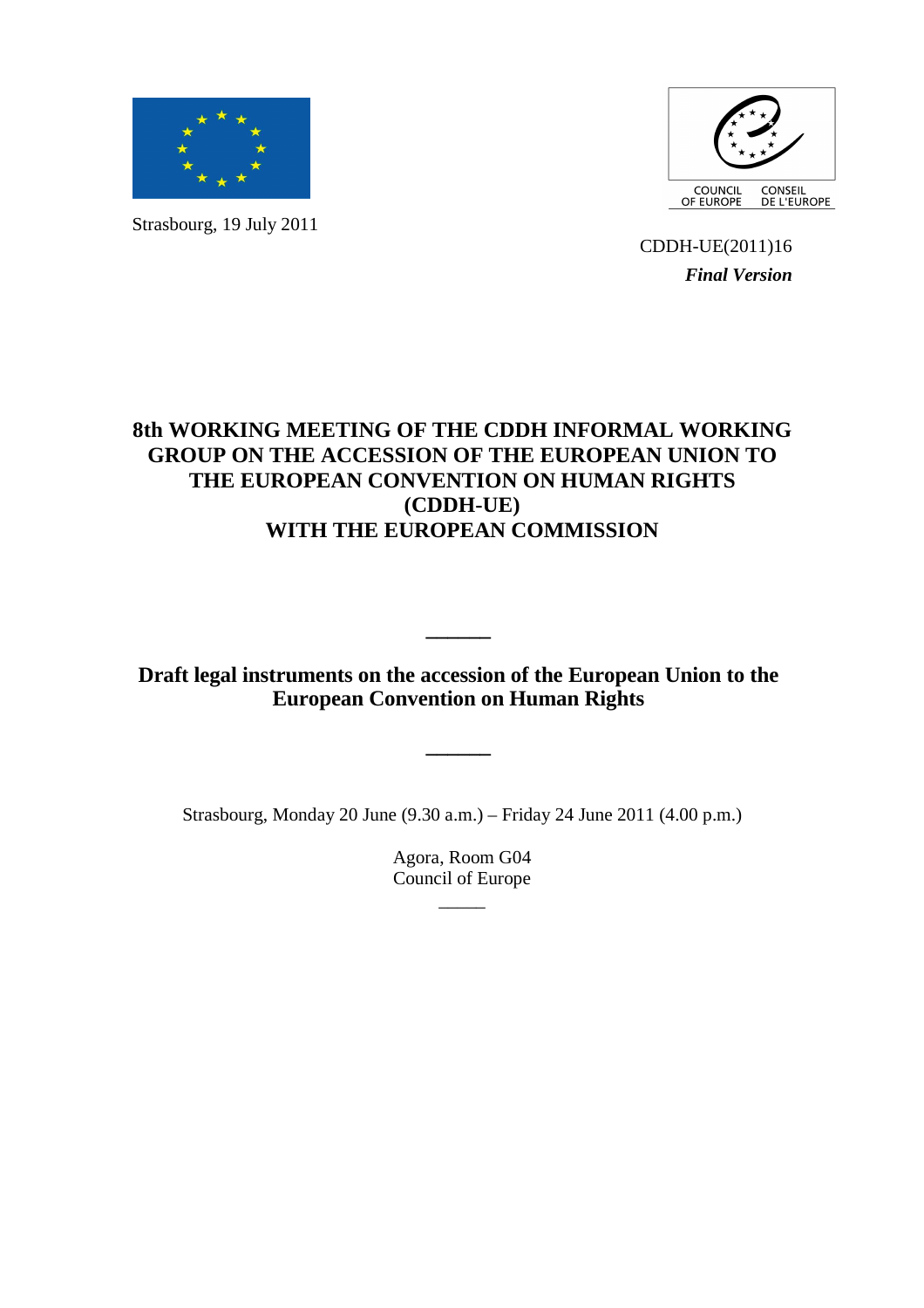Strasbourg, 19 July 2011

COUNCIL OF EUROPE — CONSEIL DE L'EUROPE

CDDH-UE(2011)16

***Final Version***

# 8th WORKING MEETING OF THE CDDH INFORMAL WORKING GROUP ON THE ACCESSION OF THE EUROPEAN UNION TO THE EUROPEAN CONVENTION ON HUMAN RIGHTS (CDDH-UE) WITH THE EUROPEAN COMMISSION

---

## Draft legal instruments on the accession of the European Union to the European Convention on Human Rights

---

Strasbourg, Monday 20 June (9.30 a.m.) – Friday 24 June 2011 (4.00 p.m.)

Agora, Room G04
Council of Europe

---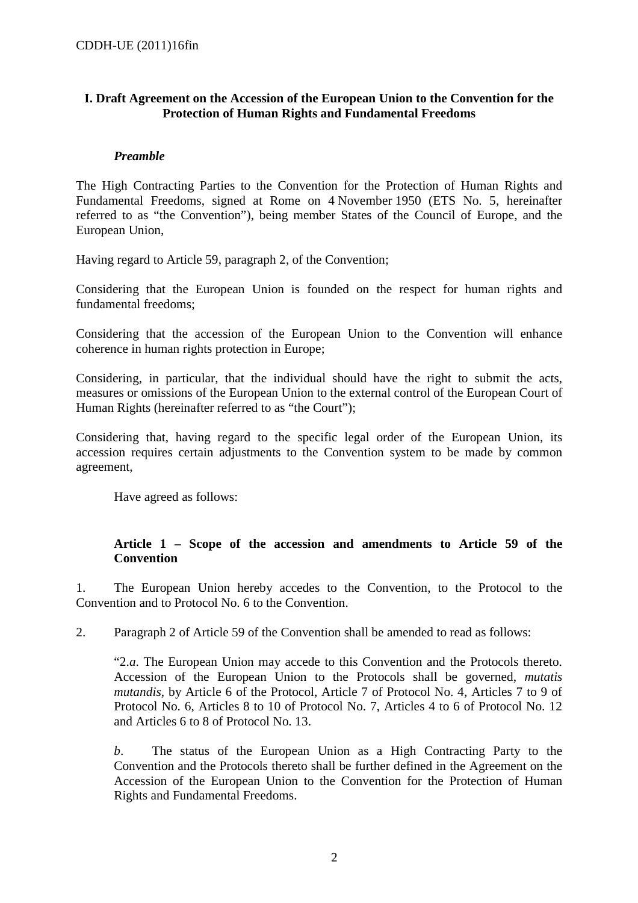## I. Draft Agreement on the Accession of the European Union to the Convention for the Protection of Human Rights and Fundamental Freedoms

### *Preamble*

The High Contracting Parties to the Convention for the Protection of Human Rights and Fundamental Freedoms, signed at Rome on 4 November 1950 (ETS No. 5, hereinafter referred to as "the Convention"), being member States of the Council of Europe, and the European Union,

Having regard to Article 59, paragraph 2, of the Convention;

Considering that the European Union is founded on the respect for human rights and fundamental freedoms;

Considering that the accession of the European Union to the Convention will enhance coherence in human rights protection in Europe;

Considering, in particular, that the individual should have the right to submit the acts, measures or omissions of the European Union to the external control of the European Court of Human Rights (hereinafter referred to as "the Court");

Considering that, having regard to the specific legal order of the European Union, its accession requires certain adjustments to the Convention system to be made by common agreement,

Have agreed as follows:

### Article 1 – Scope of the accession and amendments to Article 59 of the Convention

1. The European Union hereby accedes to the Convention, to the Protocol to the Convention and to Protocol No. 6 to the Convention.

2. Paragraph 2 of Article 59 of the Convention shall be amended to read as follows:

"2.*a*. The European Union may accede to this Convention and the Protocols thereto. Accession of the European Union to the Protocols shall be governed, *mutatis mutandis*, by Article 6 of the Protocol, Article 7 of Protocol No. 4, Articles 7 to 9 of Protocol No. 6, Articles 8 to 10 of Protocol No. 7, Articles 4 to 6 of Protocol No. 12 and Articles 6 to 8 of Protocol No. 13.

*b*. The status of the European Union as a High Contracting Party to the Convention and the Protocols thereto shall be further defined in the Agreement on the Accession of the European Union to the Convention for the Protection of Human Rights and Fundamental Freedoms.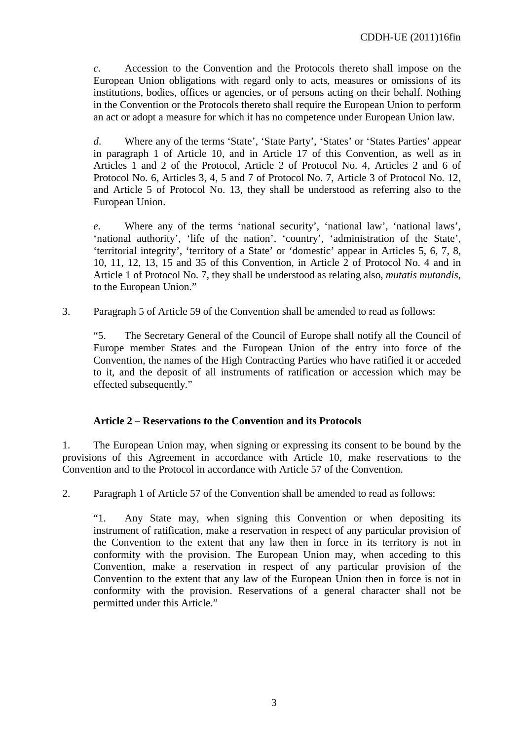*c*. Accession to the Convention and the Protocols thereto shall impose on the European Union obligations with regard only to acts, measures or omissions of its institutions, bodies, offices or agencies, or of persons acting on their behalf. Nothing in the Convention or the Protocols thereto shall require the European Union to perform an act or adopt a measure for which it has no competence under European Union law.

*d*. Where any of the terms 'State', 'State Party', 'States' or 'States Parties' appear in paragraph 1 of Article 10, and in Article 17 of this Convention, as well as in Articles 1 and 2 of the Protocol, Article 2 of Protocol No. 4, Articles 2 and 6 of Protocol No. 6, Articles 3, 4, 5 and 7 of Protocol No. 7, Article 3 of Protocol No. 12, and Article 5 of Protocol No. 13, they shall be understood as referring also to the European Union.

*e*. Where any of the terms 'national security', 'national law', 'national laws', 'national authority', 'life of the nation', 'country', 'administration of the State', 'territorial integrity', 'territory of a State' or 'domestic' appear in Articles 5, 6, 7, 8, 10, 11, 12, 13, 15 and 35 of this Convention, in Article 2 of Protocol No. 4 and in Article 1 of Protocol No. 7, they shall be understood as relating also, *mutatis mutandis*, to the European Union."

3. Paragraph 5 of Article 59 of the Convention shall be amended to read as follows:

"5. The Secretary General of the Council of Europe shall notify all the Council of Europe member States and the European Union of the entry into force of the Convention, the names of the High Contracting Parties who have ratified it or acceded to it, and the deposit of all instruments of ratification or accession which may be effected subsequently."

**Article 2 – Reservations to the Convention and its Protocols**

1. The European Union may, when signing or expressing its consent to be bound by the provisions of this Agreement in accordance with Article 10, make reservations to the Convention and to the Protocol in accordance with Article 57 of the Convention.

2. Paragraph 1 of Article 57 of the Convention shall be amended to read as follows:

"1. Any State may, when signing this Convention or when depositing its instrument of ratification, make a reservation in respect of any particular provision of the Convention to the extent that any law then in force in its territory is not in conformity with the provision. The European Union may, when acceding to this Convention, make a reservation in respect of any particular provision of the Convention to the extent that any law of the European Union then in force is not in conformity with the provision. Reservations of a general character shall not be permitted under this Article."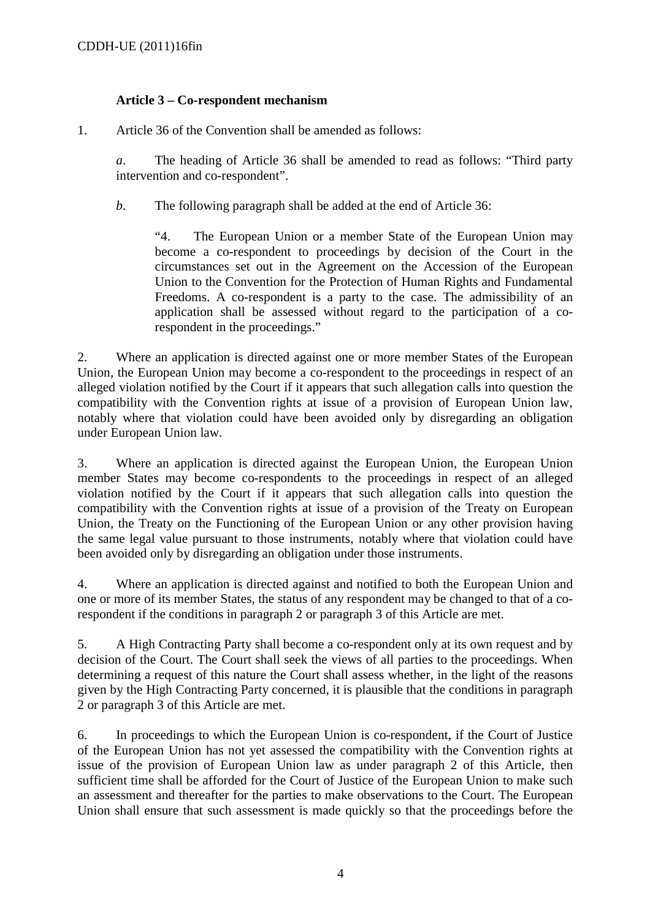### Article 3 – Co-respondent mechanism

1. Article 36 of the Convention shall be amended as follows:

   *a*. The heading of Article 36 shall be amended to read as follows: "Third party intervention and co-respondent".

   *b*. The following paragraph shall be added at the end of Article 36:

   > "4. The European Union or a member State of the European Union may become a co-respondent to proceedings by decision of the Court in the circumstances set out in the Agreement on the Accession of the European Union to the Convention for the Protection of Human Rights and Fundamental Freedoms. A co-respondent is a party to the case. The admissibility of an application shall be assessed without regard to the participation of a co-respondent in the proceedings."

2. Where an application is directed against one or more member States of the European Union, the European Union may become a co-respondent to the proceedings in respect of an alleged violation notified by the Court if it appears that such allegation calls into question the compatibility with the Convention rights at issue of a provision of European Union law, notably where that violation could have been avoided only by disregarding an obligation under European Union law.

3. Where an application is directed against the European Union, the European Union member States may become co-respondents to the proceedings in respect of an alleged violation notified by the Court if it appears that such allegation calls into question the compatibility with the Convention rights at issue of a provision of the Treaty on European Union, the Treaty on the Functioning of the European Union or any other provision having the same legal value pursuant to those instruments, notably where that violation could have been avoided only by disregarding an obligation under those instruments.

4. Where an application is directed against and notified to both the European Union and one or more of its member States, the status of any respondent may be changed to that of a co-respondent if the conditions in paragraph 2 or paragraph 3 of this Article are met.

5. A High Contracting Party shall become a co-respondent only at its own request and by decision of the Court. The Court shall seek the views of all parties to the proceedings. When determining a request of this nature the Court shall assess whether, in the light of the reasons given by the High Contracting Party concerned, it is plausible that the conditions in paragraph 2 or paragraph 3 of this Article are met.

6. In proceedings to which the European Union is co-respondent, if the Court of Justice of the European Union has not yet assessed the compatibility with the Convention rights at issue of the provision of European Union law as under paragraph 2 of this Article, then sufficient time shall be afforded for the Court of Justice of the European Union to make such an assessment and thereafter for the parties to make observations to the Court. The European Union shall ensure that such assessment is made quickly so that the proceedings before the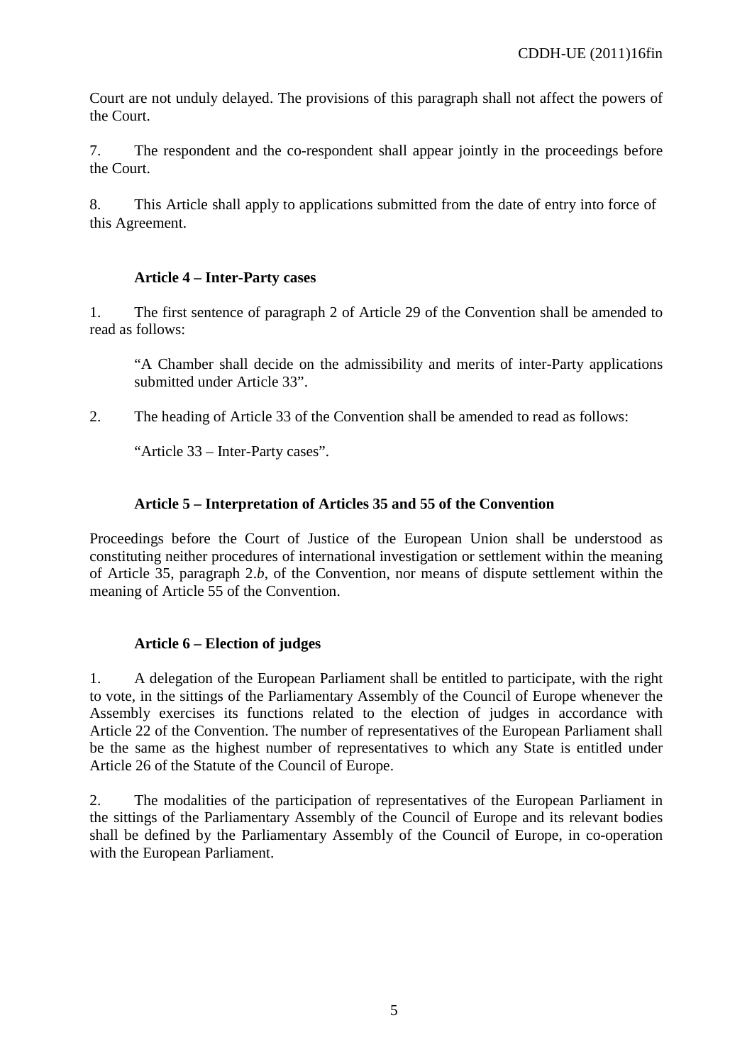Court are not unduly delayed. The provisions of this paragraph shall not affect the powers of the Court.

7. The respondent and the co-respondent shall appear jointly in the proceedings before the Court.

8. This Article shall apply to applications submitted from the date of entry into force of this Agreement.

### Article 4 – Inter-Party cases

1. The first sentence of paragraph 2 of Article 29 of the Convention shall be amended to read as follows:

> "A Chamber shall decide on the admissibility and merits of inter-Party applications submitted under Article 33".

2. The heading of Article 33 of the Convention shall be amended to read as follows:

> "Article 33 – Inter-Party cases".

### Article 5 – Interpretation of Articles 35 and 55 of the Convention

Proceedings before the Court of Justice of the European Union shall be understood as constituting neither procedures of international investigation or settlement within the meaning of Article 35, paragraph 2.*b*, of the Convention, nor means of dispute settlement within the meaning of Article 55 of the Convention.

### Article 6 – Election of judges

1. A delegation of the European Parliament shall be entitled to participate, with the right to vote, in the sittings of the Parliamentary Assembly of the Council of Europe whenever the Assembly exercises its functions related to the election of judges in accordance with Article 22 of the Convention. The number of representatives of the European Parliament shall be the same as the highest number of representatives to which any State is entitled under Article 26 of the Statute of the Council of Europe.

2. The modalities of the participation of representatives of the European Parliament in the sittings of the Parliamentary Assembly of the Council of Europe and its relevant bodies shall be defined by the Parliamentary Assembly of the Council of Europe, in co-operation with the European Parliament.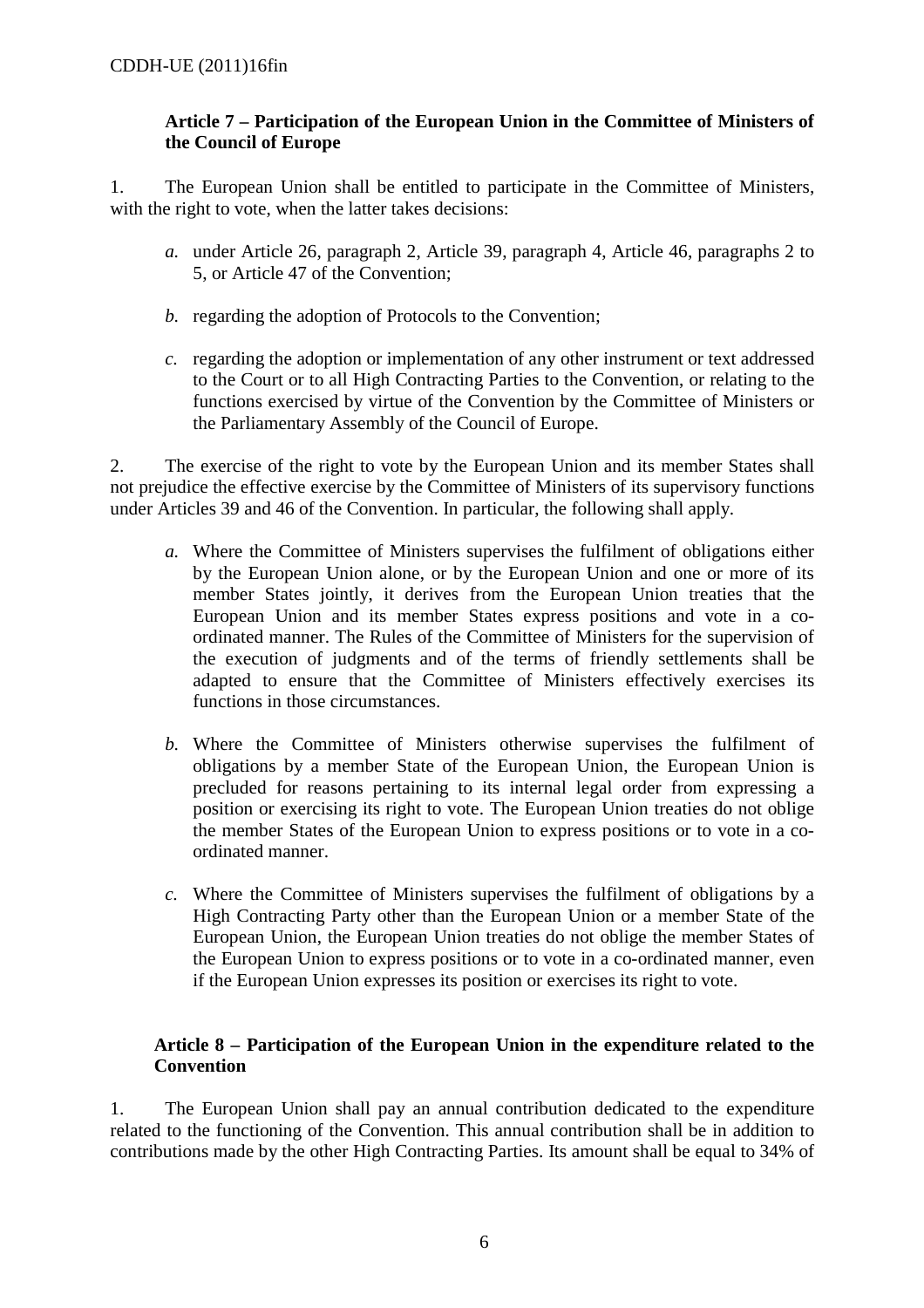### Article 7 – Participation of the European Union in the Committee of Ministers of the Council of Europe

1. The European Union shall be entitled to participate in the Committee of Ministers, with the right to vote, when the latter takes decisions:

*a.* under Article 26, paragraph 2, Article 39, paragraph 4, Article 46, paragraphs 2 to 5, or Article 47 of the Convention;

*b.* regarding the adoption of Protocols to the Convention;

*c.* regarding the adoption or implementation of any other instrument or text addressed to the Court or to all High Contracting Parties to the Convention, or relating to the functions exercised by virtue of the Convention by the Committee of Ministers or the Parliamentary Assembly of the Council of Europe.

2. The exercise of the right to vote by the European Union and its member States shall not prejudice the effective exercise by the Committee of Ministers of its supervisory functions under Articles 39 and 46 of the Convention. In particular, the following shall apply.

*a.* Where the Committee of Ministers supervises the fulfilment of obligations either by the European Union alone, or by the European Union and one or more of its member States jointly, it derives from the European Union treaties that the European Union and its member States express positions and vote in a co-ordinated manner. The Rules of the Committee of Ministers for the supervision of the execution of judgments and of the terms of friendly settlements shall be adapted to ensure that the Committee of Ministers effectively exercises its functions in those circumstances.

*b.* Where the Committee of Ministers otherwise supervises the fulfilment of obligations by a member State of the European Union, the European Union is precluded for reasons pertaining to its internal legal order from expressing a position or exercising its right to vote. The European Union treaties do not oblige the member States of the European Union to express positions or to vote in a co-ordinated manner.

*c.* Where the Committee of Ministers supervises the fulfilment of obligations by a High Contracting Party other than the European Union or a member State of the European Union, the European Union treaties do not oblige the member States of the European Union to express positions or to vote in a co-ordinated manner, even if the European Union expresses its position or exercises its right to vote.

### Article 8 – Participation of the European Union in the expenditure related to the Convention

1. The European Union shall pay an annual contribution dedicated to the expenditure related to the functioning of the Convention. This annual contribution shall be in addition to contributions made by the other High Contracting Parties. Its amount shall be equal to 34% of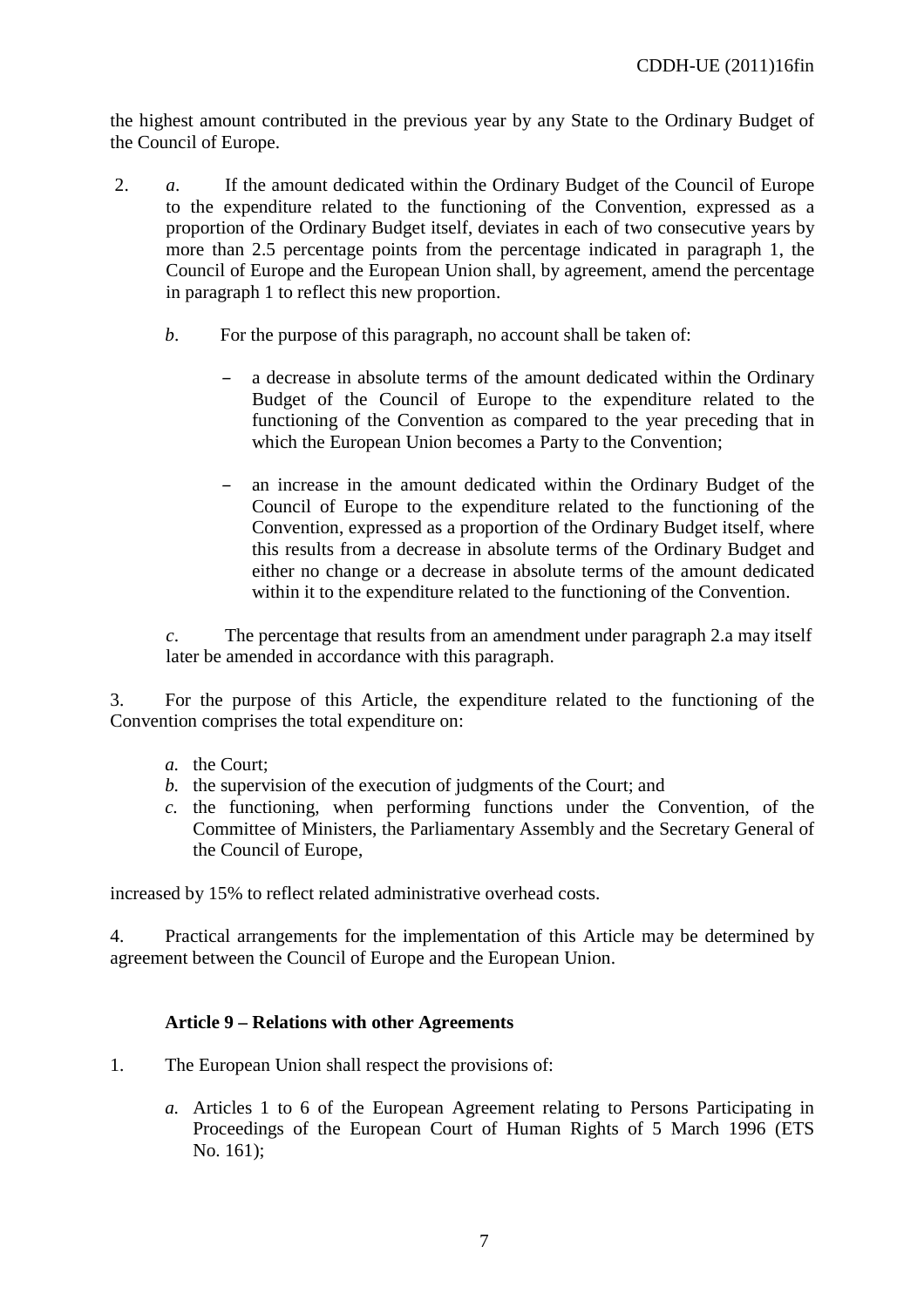the highest amount contributed in the previous year by any State to the Ordinary Budget of the Council of Europe.

2. *a*. If the amount dedicated within the Ordinary Budget of the Council of Europe to the expenditure related to the functioning of the Convention, expressed as a proportion of the Ordinary Budget itself, deviates in each of two consecutive years by more than 2.5 percentage points from the percentage indicated in paragraph 1, the Council of Europe and the European Union shall, by agreement, amend the percentage in paragraph 1 to reflect this new proportion.

   *b*. For the purpose of this paragraph, no account shall be taken of:

   - a decrease in absolute terms of the amount dedicated within the Ordinary Budget of the Council of Europe to the expenditure related to the functioning of the Convention as compared to the year preceding that in which the European Union becomes a Party to the Convention;

   - an increase in the amount dedicated within the Ordinary Budget of the Council of Europe to the expenditure related to the functioning of the Convention, expressed as a proportion of the Ordinary Budget itself, where this results from a decrease in absolute terms of the Ordinary Budget and either no change or a decrease in absolute terms of the amount dedicated within it to the expenditure related to the functioning of the Convention.

   *c*. The percentage that results from an amendment under paragraph 2.a may itself later be amended in accordance with this paragraph.

3. For the purpose of this Article, the expenditure related to the functioning of the Convention comprises the total expenditure on:

   *a.* the Court;
   *b.* the supervision of the execution of judgments of the Court; and
   *c.* the functioning, when performing functions under the Convention, of the Committee of Ministers, the Parliamentary Assembly and the Secretary General of the Council of Europe,

increased by 15% to reflect related administrative overhead costs.

4. Practical arrangements for the implementation of this Article may be determined by agreement between the Council of Europe and the European Union.

### Article 9 – Relations with other Agreements

1. The European Union shall respect the provisions of:

   *a.* Articles 1 to 6 of the European Agreement relating to Persons Participating in Proceedings of the European Court of Human Rights of 5 March 1996 (ETS No. 161);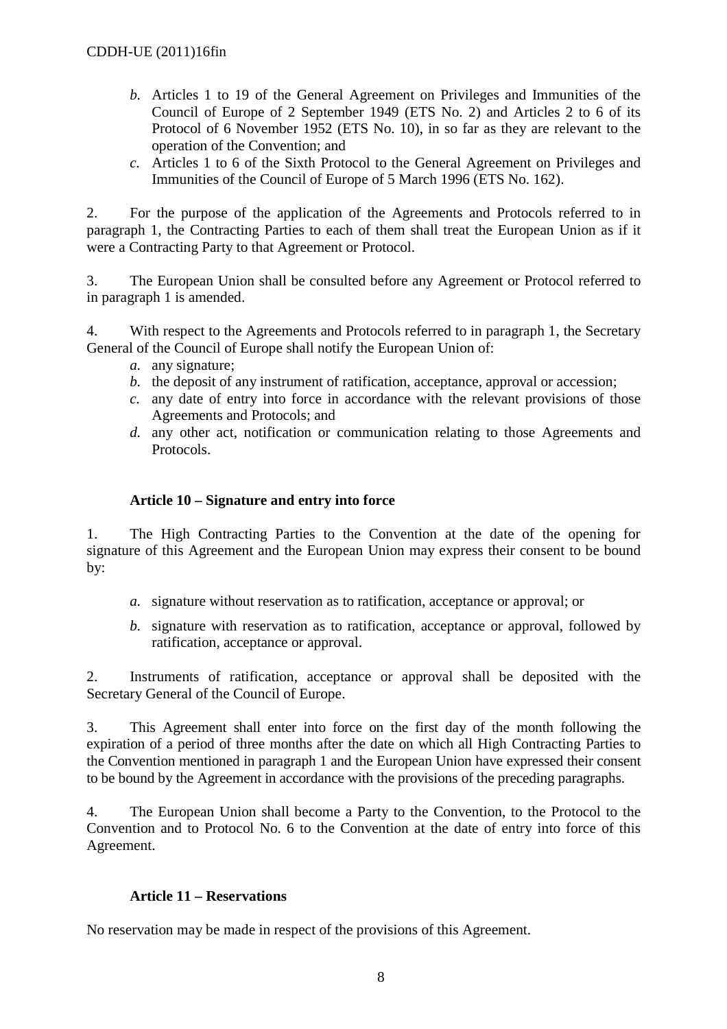*b.* Articles 1 to 19 of the General Agreement on Privileges and Immunities of the Council of Europe of 2 September 1949 (ETS No. 2) and Articles 2 to 6 of its Protocol of 6 November 1952 (ETS No. 10), in so far as they are relevant to the operation of the Convention; and

*c.* Articles 1 to 6 of the Sixth Protocol to the General Agreement on Privileges and Immunities of the Council of Europe of 5 March 1996 (ETS No. 162).

2. For the purpose of the application of the Agreements and Protocols referred to in paragraph 1, the Contracting Parties to each of them shall treat the European Union as if it were a Contracting Party to that Agreement or Protocol.

3. The European Union shall be consulted before any Agreement or Protocol referred to in paragraph 1 is amended.

4. With respect to the Agreements and Protocols referred to in paragraph 1, the Secretary General of the Council of Europe shall notify the European Union of:

*a.* any signature;

*b.* the deposit of any instrument of ratification, acceptance, approval or accession;

*c.* any date of entry into force in accordance with the relevant provisions of those Agreements and Protocols; and

*d.* any other act, notification or communication relating to those Agreements and Protocols.

### Article 10 – Signature and entry into force

1. The High Contracting Parties to the Convention at the date of the opening for signature of this Agreement and the European Union may express their consent to be bound by:

*a.* signature without reservation as to ratification, acceptance or approval; or

*b.* signature with reservation as to ratification, acceptance or approval, followed by ratification, acceptance or approval.

2. Instruments of ratification, acceptance or approval shall be deposited with the Secretary General of the Council of Europe.

3. This Agreement shall enter into force on the first day of the month following the expiration of a period of three months after the date on which all High Contracting Parties to the Convention mentioned in paragraph 1 and the European Union have expressed their consent to be bound by the Agreement in accordance with the provisions of the preceding paragraphs.

4. The European Union shall become a Party to the Convention, to the Protocol to the Convention and to Protocol No. 6 to the Convention at the date of entry into force of this Agreement.

### Article 11 – Reservations

No reservation may be made in respect of the provisions of this Agreement.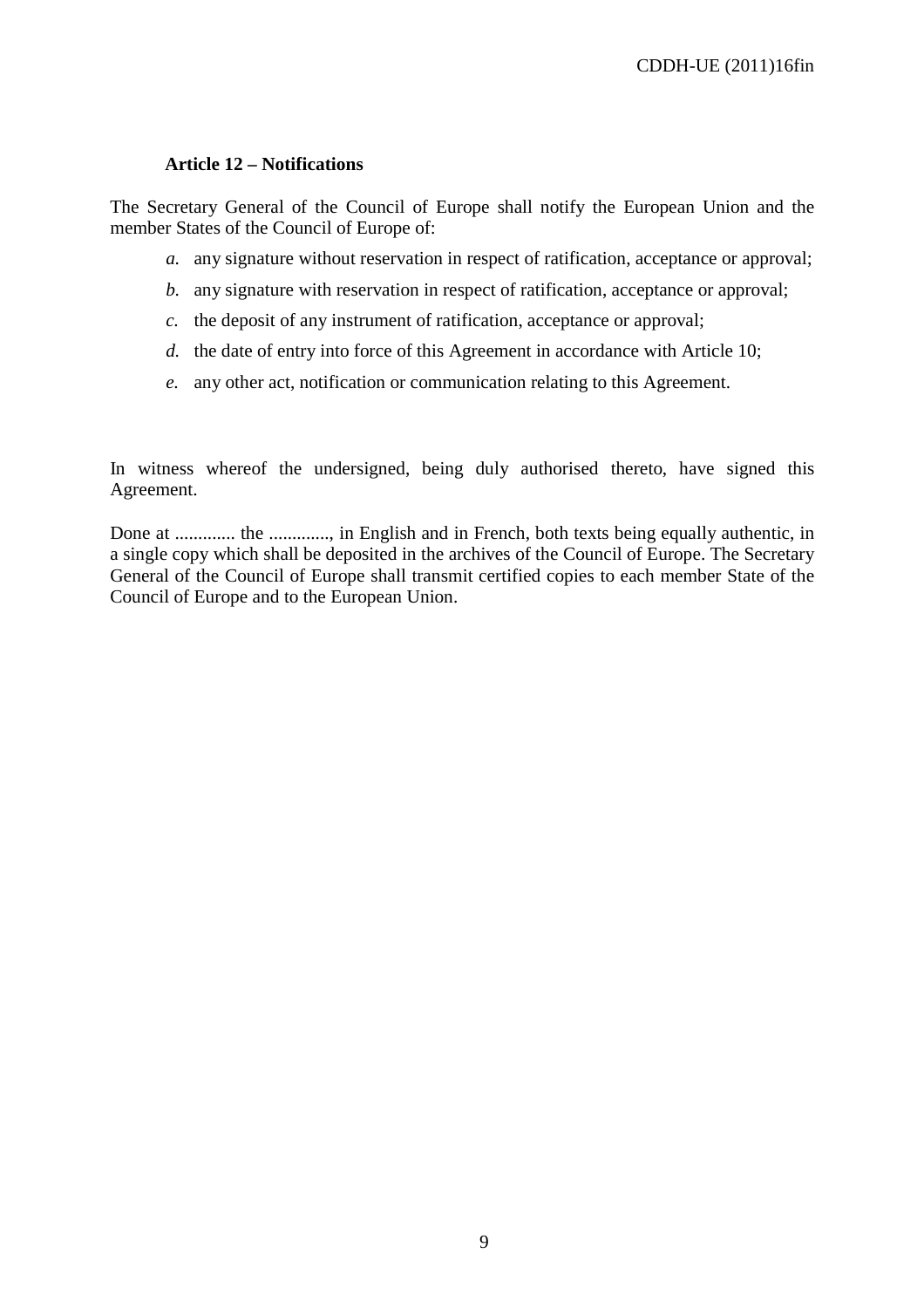**Article 12 – Notifications**

The Secretary General of the Council of Europe shall notify the European Union and the member States of the Council of Europe of:

*a.* any signature without reservation in respect of ratification, acceptance or approval;

*b.* any signature with reservation in respect of ratification, acceptance or approval;

*c.* the deposit of any instrument of ratification, acceptance or approval;

*d.* the date of entry into force of this Agreement in accordance with Article 10;

*e.* any other act, notification or communication relating to this Agreement.

In witness whereof the undersigned, being duly authorised thereto, have signed this Agreement.

Done at ............. the ............., in English and in French, both texts being equally authentic, in a single copy which shall be deposited in the archives of the Council of Europe. The Secretary General of the Council of Europe shall transmit certified copies to each member State of the Council of Europe and to the European Union.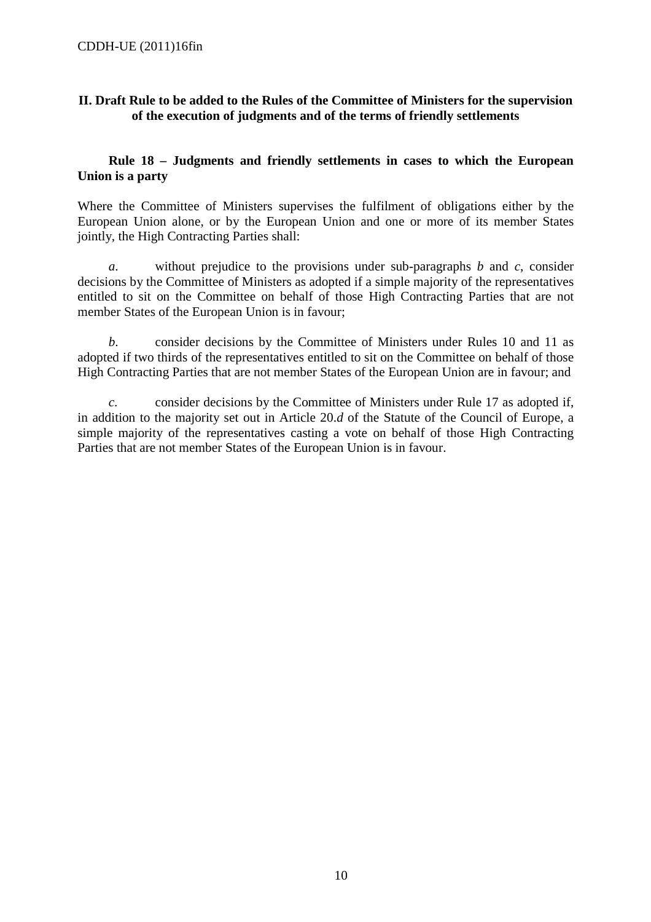## II. Draft Rule to be added to the Rules of the Committee of Ministers for the supervision of the execution of judgments and of the terms of friendly settlements

### Rule 18 – Judgments and friendly settlements in cases to which the European Union is a party

Where the Committee of Ministers supervises the fulfilment of obligations either by the European Union alone, or by the European Union and one or more of its member States jointly, the High Contracting Parties shall:

*a*. without prejudice to the provisions under sub-paragraphs *b* and *c*, consider decisions by the Committee of Ministers as adopted if a simple majority of the representatives entitled to sit on the Committee on behalf of those High Contracting Parties that are not member States of the European Union is in favour;

*b*. consider decisions by the Committee of Ministers under Rules 10 and 11 as adopted if two thirds of the representatives entitled to sit on the Committee on behalf of those High Contracting Parties that are not member States of the European Union are in favour; and

*c*. consider decisions by the Committee of Ministers under Rule 17 as adopted if, in addition to the majority set out in Article 20.*d* of the Statute of the Council of Europe, a simple majority of the representatives casting a vote on behalf of those High Contracting Parties that are not member States of the European Union is in favour.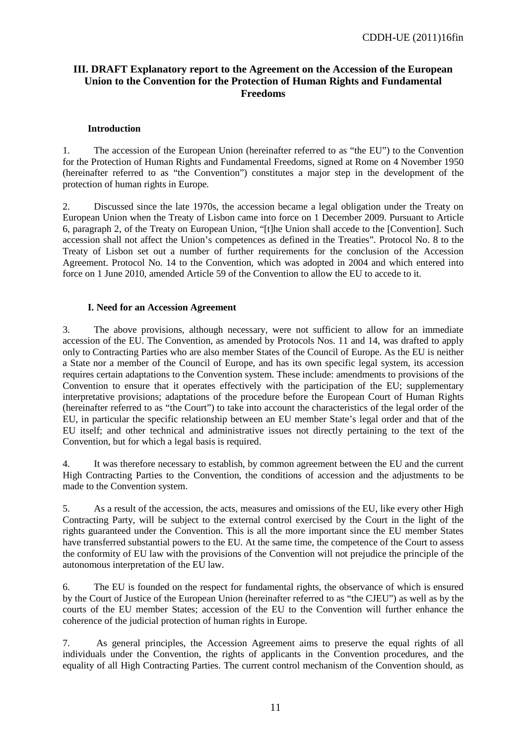### III. DRAFT Explanatory report to the Agreement on the Accession of the European Union to the Convention for the Protection of Human Rights and Fundamental Freedoms

#### Introduction

1. The accession of the European Union (hereinafter referred to as "the EU") to the Convention for the Protection of Human Rights and Fundamental Freedoms, signed at Rome on 4 November 1950 (hereinafter referred to as "the Convention") constitutes a major step in the development of the protection of human rights in Europe.

2. Discussed since the late 1970s, the accession became a legal obligation under the Treaty on European Union when the Treaty of Lisbon came into force on 1 December 2009. Pursuant to Article 6, paragraph 2, of the Treaty on European Union, "[t]he Union shall accede to the [Convention]. Such accession shall not affect the Union's competences as defined in the Treaties". Protocol No. 8 to the Treaty of Lisbon set out a number of further requirements for the conclusion of the Accession Agreement. Protocol No. 14 to the Convention, which was adopted in 2004 and which entered into force on 1 June 2010, amended Article 59 of the Convention to allow the EU to accede to it.

#### I. Need for an Accession Agreement

3. The above provisions, although necessary, were not sufficient to allow for an immediate accession of the EU. The Convention, as amended by Protocols Nos. 11 and 14, was drafted to apply only to Contracting Parties who are also member States of the Council of Europe. As the EU is neither a State nor a member of the Council of Europe, and has its own specific legal system, its accession requires certain adaptations to the Convention system. These include: amendments to provisions of the Convention to ensure that it operates effectively with the participation of the EU; supplementary interpretative provisions; adaptations of the procedure before the European Court of Human Rights (hereinafter referred to as "the Court") to take into account the characteristics of the legal order of the EU, in particular the specific relationship between an EU member State's legal order and that of the EU itself; and other technical and administrative issues not directly pertaining to the text of the Convention, but for which a legal basis is required.

4. It was therefore necessary to establish, by common agreement between the EU and the current High Contracting Parties to the Convention, the conditions of accession and the adjustments to be made to the Convention system.

5. As a result of the accession, the acts, measures and omissions of the EU, like every other High Contracting Party, will be subject to the external control exercised by the Court in the light of the rights guaranteed under the Convention. This is all the more important since the EU member States have transferred substantial powers to the EU. At the same time, the competence of the Court to assess the conformity of EU law with the provisions of the Convention will not prejudice the principle of the autonomous interpretation of the EU law.

6. The EU is founded on the respect for fundamental rights, the observance of which is ensured by the Court of Justice of the European Union (hereinafter referred to as "the CJEU") as well as by the courts of the EU member States; accession of the EU to the Convention will further enhance the coherence of the judicial protection of human rights in Europe.

7. As general principles, the Accession Agreement aims to preserve the equal rights of all individuals under the Convention, the rights of applicants in the Convention procedures, and the equality of all High Contracting Parties. The current control mechanism of the Convention should, as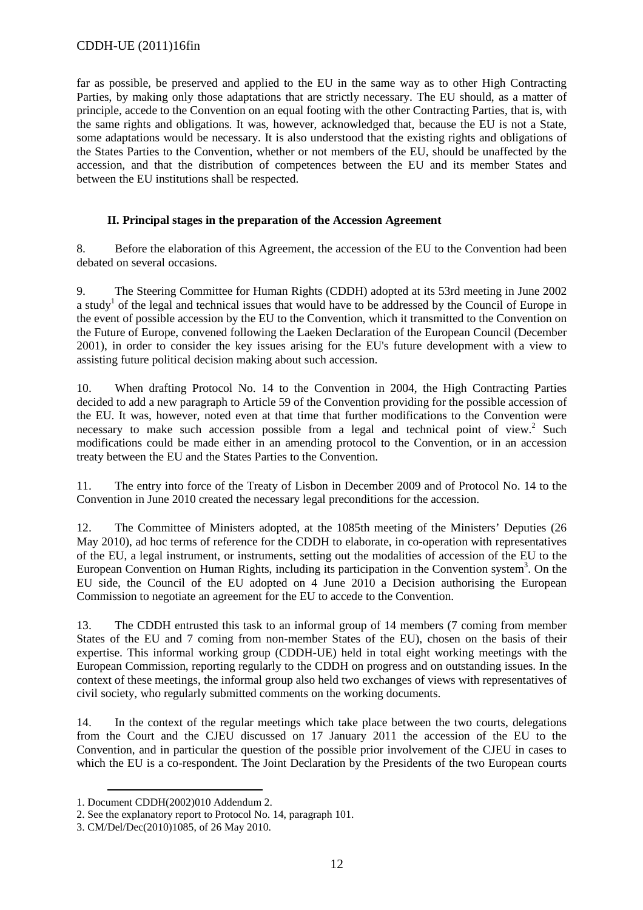far as possible, be preserved and applied to the EU in the same way as to other High Contracting Parties, by making only those adaptations that are strictly necessary. The EU should, as a matter of principle, accede to the Convention on an equal footing with the other Contracting Parties, that is, with the same rights and obligations. It was, however, acknowledged that, because the EU is not a State, some adaptations would be necessary. It is also understood that the existing rights and obligations of the States Parties to the Convention, whether or not members of the EU, should be unaffected by the accession, and that the distribution of competences between the EU and its member States and between the EU institutions shall be respected.

## II. Principal stages in the preparation of the Accession Agreement

8. Before the elaboration of this Agreement, the accession of the EU to the Convention had been debated on several occasions.

9. The Steering Committee for Human Rights (CDDH) adopted at its 53rd meeting in June 2002 a study[1] of the legal and technical issues that would have to be addressed by the Council of Europe in the event of possible accession by the EU to the Convention, which it transmitted to the Convention on the Future of Europe, convened following the Laeken Declaration of the European Council (December 2001), in order to consider the key issues arising for the EU's future development with a view to assisting future political decision making about such accession.

10. When drafting Protocol No. 14 to the Convention in 2004, the High Contracting Parties decided to add a new paragraph to Article 59 of the Convention providing for the possible accession of the EU. It was, however, noted even at that time that further modifications to the Convention were necessary to make such accession possible from a legal and technical point of view.[2] Such modifications could be made either in an amending protocol to the Convention, or in an accession treaty between the EU and the States Parties to the Convention.

11. The entry into force of the Treaty of Lisbon in December 2009 and of Protocol No. 14 to the Convention in June 2010 created the necessary legal preconditions for the accession.

12. The Committee of Ministers adopted, at the 1085th meeting of the Ministers' Deputies (26 May 2010), ad hoc terms of reference for the CDDH to elaborate, in co-operation with representatives of the EU, a legal instrument, or instruments, setting out the modalities of accession of the EU to the European Convention on Human Rights, including its participation in the Convention system[3]. On the EU side, the Council of the EU adopted on 4 June 2010 a Decision authorising the European Commission to negotiate an agreement for the EU to accede to the Convention.

13. The CDDH entrusted this task to an informal group of 14 members (7 coming from member States of the EU and 7 coming from non-member States of the EU), chosen on the basis of their expertise. This informal working group (CDDH-UE) held in total eight working meetings with the European Commission, reporting regularly to the CDDH on progress and on outstanding issues. In the context of these meetings, the informal group also held two exchanges of views with representatives of civil society, who regularly submitted comments on the working documents.

14. In the context of the regular meetings which take place between the two courts, delegations from the Court and the CJEU discussed on 17 January 2011 the accession of the EU to the Convention, and in particular the question of the possible prior involvement of the CJEU in cases to which the EU is a co-respondent. The Joint Declaration by the Presidents of the two European courts

1. Document CDDH(2002)010 Addendum 2.
2. See the explanatory report to Protocol No. 14, paragraph 101.
3. CM/Del/Dec(2010)1085, of 26 May 2010.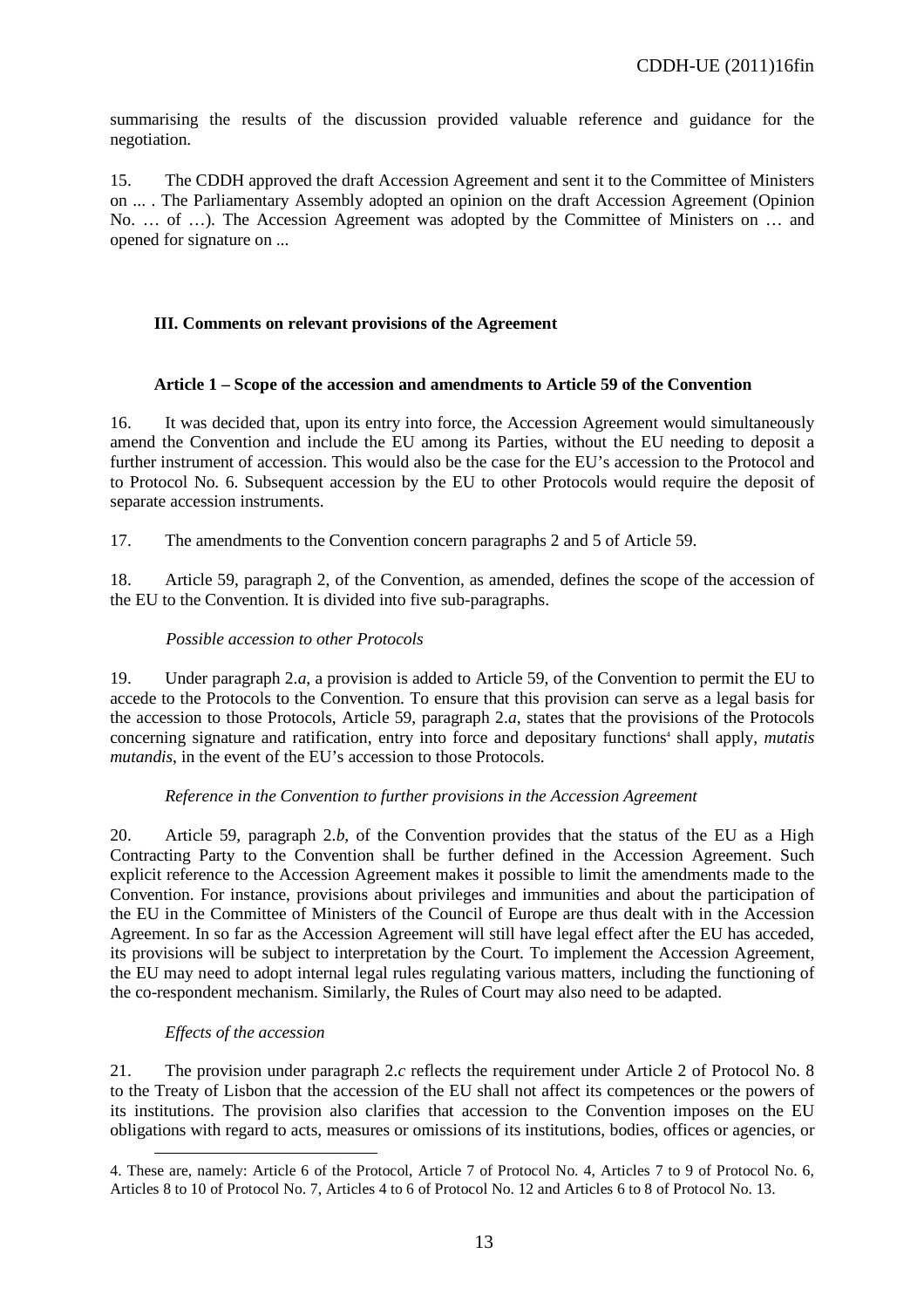summarising the results of the discussion provided valuable reference and guidance for the negotiation.

15. The CDDH approved the draft Accession Agreement and sent it to the Committee of Ministers on ... . The Parliamentary Assembly adopted an opinion on the draft Accession Agreement (Opinion No. … of …). The Accession Agreement was adopted by the Committee of Ministers on … and opened for signature on ...

## III. Comments on relevant provisions of the Agreement

### Article 1 – Scope of the accession and amendments to Article 59 of the Convention

16. It was decided that, upon its entry into force, the Accession Agreement would simultaneously amend the Convention and include the EU among its Parties, without the EU needing to deposit a further instrument of accession. This would also be the case for the EU's accession to the Protocol and to Protocol No. 6. Subsequent accession by the EU to other Protocols would require the deposit of separate accession instruments.

17. The amendments to the Convention concern paragraphs 2 and 5 of Article 59.

18. Article 59, paragraph 2, of the Convention, as amended, defines the scope of the accession of the EU to the Convention. It is divided into five sub-paragraphs.

*Possible accession to other Protocols*

19. Under paragraph 2.*a*, a provision is added to Article 59, of the Convention to permit the EU to accede to the Protocols to the Convention. To ensure that this provision can serve as a legal basis for the accession to those Protocols, Article 59, paragraph 2.*a*, states that the provisions of the Protocols concerning signature and ratification, entry into force and depositary functions[4] shall apply, *mutatis mutandis*, in the event of the EU's accession to those Protocols.

*Reference in the Convention to further provisions in the Accession Agreement*

20. Article 59, paragraph 2.*b*, of the Convention provides that the status of the EU as a High Contracting Party to the Convention shall be further defined in the Accession Agreement. Such explicit reference to the Accession Agreement makes it possible to limit the amendments made to the Convention. For instance, provisions about privileges and immunities and about the participation of the EU in the Committee of Ministers of the Council of Europe are thus dealt with in the Accession Agreement. In so far as the Accession Agreement will still have legal effect after the EU has acceded, its provisions will be subject to interpretation by the Court. To implement the Accession Agreement, the EU may need to adopt internal legal rules regulating various matters, including the functioning of the co-respondent mechanism. Similarly, the Rules of Court may also need to be adapted.

*Effects of the accession*

21. The provision under paragraph 2.*c* reflects the requirement under Article 2 of Protocol No. 8 to the Treaty of Lisbon that the accession of the EU shall not affect its competences or the powers of its institutions. The provision also clarifies that accession to the Convention imposes on the EU obligations with regard to acts, measures or omissions of its institutions, bodies, offices or agencies, or

---

4. These are, namely: Article 6 of the Protocol, Article 7 of Protocol No. 4, Articles 7 to 9 of Protocol No. 6, Articles 8 to 10 of Protocol No. 7, Articles 4 to 6 of Protocol No. 12 and Articles 6 to 8 of Protocol No. 13.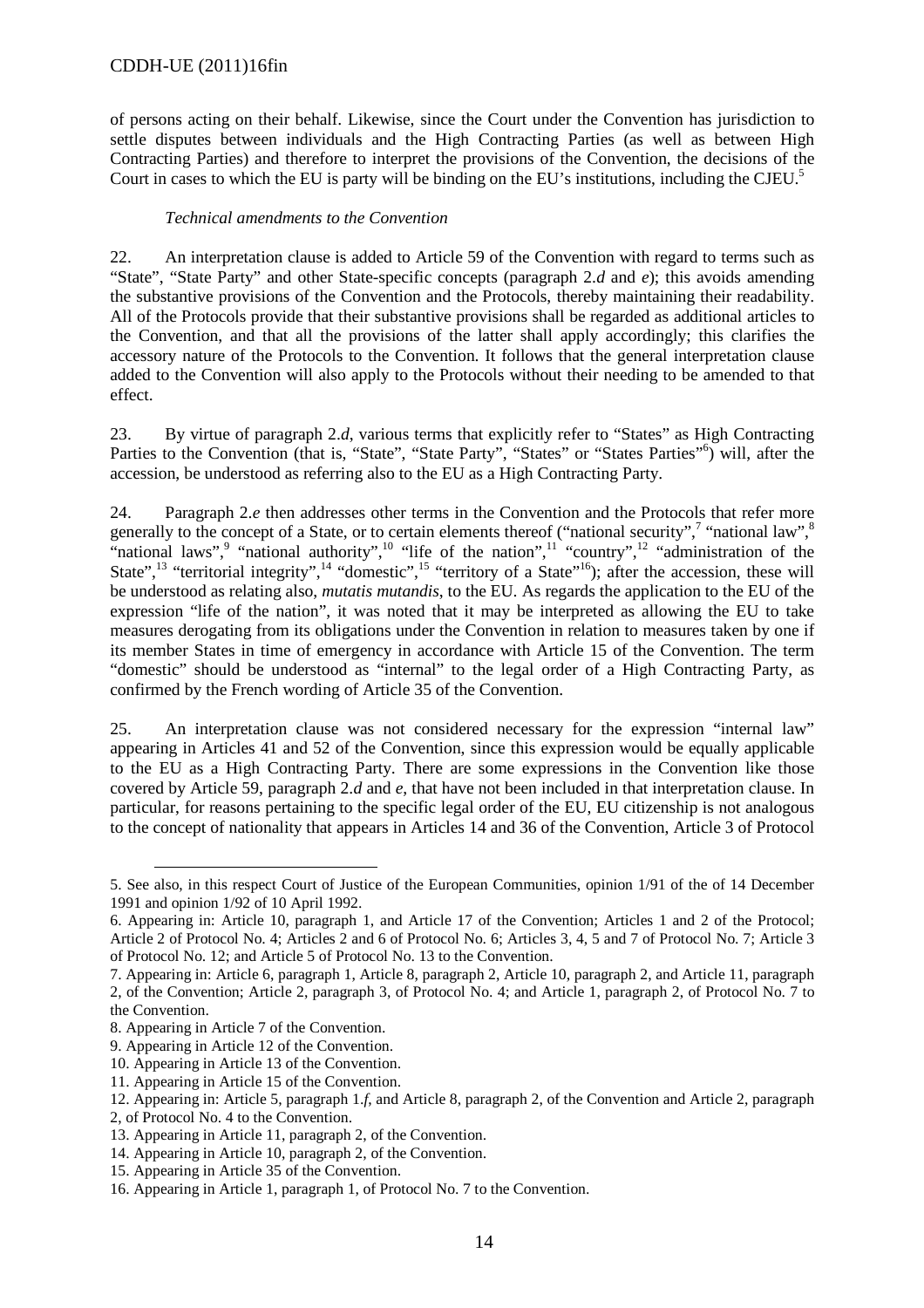of persons acting on their behalf. Likewise, since the Court under the Convention has jurisdiction to settle disputes between individuals and the High Contracting Parties (as well as between High Contracting Parties) and therefore to interpret the provisions of the Convention, the decisions of the Court in cases to which the EU is party will be binding on the EU's institutions, including the CJEU.[5]

*Technical amendments to the Convention*

22. An interpretation clause is added to Article 59 of the Convention with regard to terms such as "State", "State Party" and other State-specific concepts (paragraph 2.*d* and *e*); this avoids amending the substantive provisions of the Convention and the Protocols, thereby maintaining their readability. All of the Protocols provide that their substantive provisions shall be regarded as additional articles to the Convention, and that all the provisions of the latter shall apply accordingly; this clarifies the accessory nature of the Protocols to the Convention. It follows that the general interpretation clause added to the Convention will also apply to the Protocols without their needing to be amended to that effect.

23. By virtue of paragraph 2.*d*, various terms that explicitly refer to "States" as High Contracting Parties to the Convention (that is, "State", "State Party", "States" or "States Parties"[6]) will, after the accession, be understood as referring also to the EU as a High Contracting Party.

24. Paragraph 2.*e* then addresses other terms in the Convention and the Protocols that refer more generally to the concept of a State, or to certain elements thereof ("national security",[7] "national law",[8] "national laws",[9] "national authority",[10] "life of the nation",[11] "country",[12] "administration of the State",[13] "territorial integrity",[14] "domestic",[15] "territory of a State"[16]); after the accession, these will be understood as relating also, *mutatis mutandis*, to the EU. As regards the application to the EU of the expression "life of the nation", it was noted that it may be interpreted as allowing the EU to take measures derogating from its obligations under the Convention in relation to measures taken by one if its member States in time of emergency in accordance with Article 15 of the Convention. The term "domestic" should be understood as "internal" to the legal order of a High Contracting Party, as confirmed by the French wording of Article 35 of the Convention.

25. An interpretation clause was not considered necessary for the expression "internal law" appearing in Articles 41 and 52 of the Convention, since this expression would be equally applicable to the EU as a High Contracting Party. There are some expressions in the Convention like those covered by Article 59, paragraph 2.*d* and *e*, that have not been included in that interpretation clause. In particular, for reasons pertaining to the specific legal order of the EU, EU citizenship is not analogous to the concept of nationality that appears in Articles 14 and 36 of the Convention, Article 3 of Protocol

---

5. See also, in this respect Court of Justice of the European Communities, opinion 1/91 of the of 14 December 1991 and opinion 1/92 of 10 April 1992.

6. Appearing in: Article 10, paragraph 1, and Article 17 of the Convention; Articles 1 and 2 of the Protocol; Article 2 of Protocol No. 4; Articles 2 and 6 of Protocol No. 6; Articles 3, 4, 5 and 7 of Protocol No. 7; Article 3 of Protocol No. 12; and Article 5 of Protocol No. 13 to the Convention.

7. Appearing in: Article 6, paragraph 1, Article 8, paragraph 2, Article 10, paragraph 2, and Article 11, paragraph 2, of the Convention; Article 2, paragraph 3, of Protocol No. 4; and Article 1, paragraph 2, of Protocol No. 7 to the Convention.

8. Appearing in Article 7 of the Convention.

9. Appearing in Article 12 of the Convention.

10. Appearing in Article 13 of the Convention.

11. Appearing in Article 15 of the Convention.

12. Appearing in: Article 5, paragraph 1.*f*, and Article 8, paragraph 2, of the Convention and Article 2, paragraph 2, of Protocol No. 4 to the Convention.

13. Appearing in Article 11, paragraph 2, of the Convention.

14. Appearing in Article 10, paragraph 2, of the Convention.

15. Appearing in Article 35 of the Convention.

16. Appearing in Article 1, paragraph 1, of Protocol No. 7 to the Convention.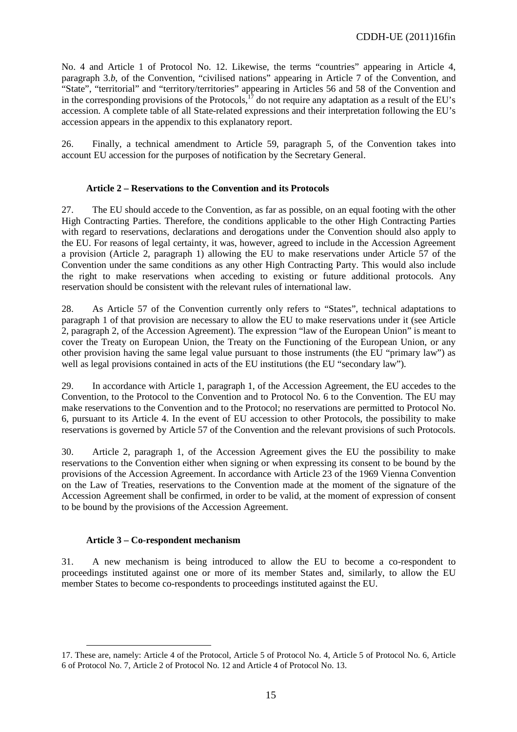No. 4 and Article 1 of Protocol No. 12. Likewise, the terms "countries" appearing in Article 4, paragraph 3.*b*, of the Convention, "civilised nations" appearing in Article 7 of the Convention, and "State", "territorial" and "territory/territories" appearing in Articles 56 and 58 of the Convention and in the corresponding provisions of the Protocols,[17] do not require any adaptation as a result of the EU's accession. A complete table of all State-related expressions and their interpretation following the EU's accession appears in the appendix to this explanatory report.

26. Finally, a technical amendment to Article 59, paragraph 5, of the Convention takes into account EU accession for the purposes of notification by the Secretary General.

#### Article 2 – Reservations to the Convention and its Protocols

27. The EU should accede to the Convention, as far as possible, on an equal footing with the other High Contracting Parties. Therefore, the conditions applicable to the other High Contracting Parties with regard to reservations, declarations and derogations under the Convention should also apply to the EU. For reasons of legal certainty, it was, however, agreed to include in the Accession Agreement a provision (Article 2, paragraph 1) allowing the EU to make reservations under Article 57 of the Convention under the same conditions as any other High Contracting Party. This would also include the right to make reservations when acceding to existing or future additional protocols. Any reservation should be consistent with the relevant rules of international law.

28. As Article 57 of the Convention currently only refers to "States", technical adaptations to paragraph 1 of that provision are necessary to allow the EU to make reservations under it (see Article 2, paragraph 2, of the Accession Agreement). The expression "law of the European Union" is meant to cover the Treaty on European Union, the Treaty on the Functioning of the European Union, or any other provision having the same legal value pursuant to those instruments (the EU "primary law") as well as legal provisions contained in acts of the EU institutions (the EU "secondary law").

29. In accordance with Article 1, paragraph 1, of the Accession Agreement, the EU accedes to the Convention, to the Protocol to the Convention and to Protocol No. 6 to the Convention. The EU may make reservations to the Convention and to the Protocol; no reservations are permitted to Protocol No. 6, pursuant to its Article 4. In the event of EU accession to other Protocols, the possibility to make reservations is governed by Article 57 of the Convention and the relevant provisions of such Protocols.

30. Article 2, paragraph 1, of the Accession Agreement gives the EU the possibility to make reservations to the Convention either when signing or when expressing its consent to be bound by the provisions of the Accession Agreement. In accordance with Article 23 of the 1969 Vienna Convention on the Law of Treaties, reservations to the Convention made at the moment of the signature of the Accession Agreement shall be confirmed, in order to be valid, at the moment of expression of consent to be bound by the provisions of the Accession Agreement.

#### Article 3 – Co-respondent mechanism

31. A new mechanism is being introduced to allow the EU to become a co-respondent to proceedings instituted against one or more of its member States and, similarly, to allow the EU member States to become co-respondents to proceedings instituted against the EU.

---

17. These are, namely: Article 4 of the Protocol, Article 5 of Protocol No. 4, Article 5 of Protocol No. 6, Article 6 of Protocol No. 7, Article 2 of Protocol No. 12 and Article 4 of Protocol No. 13.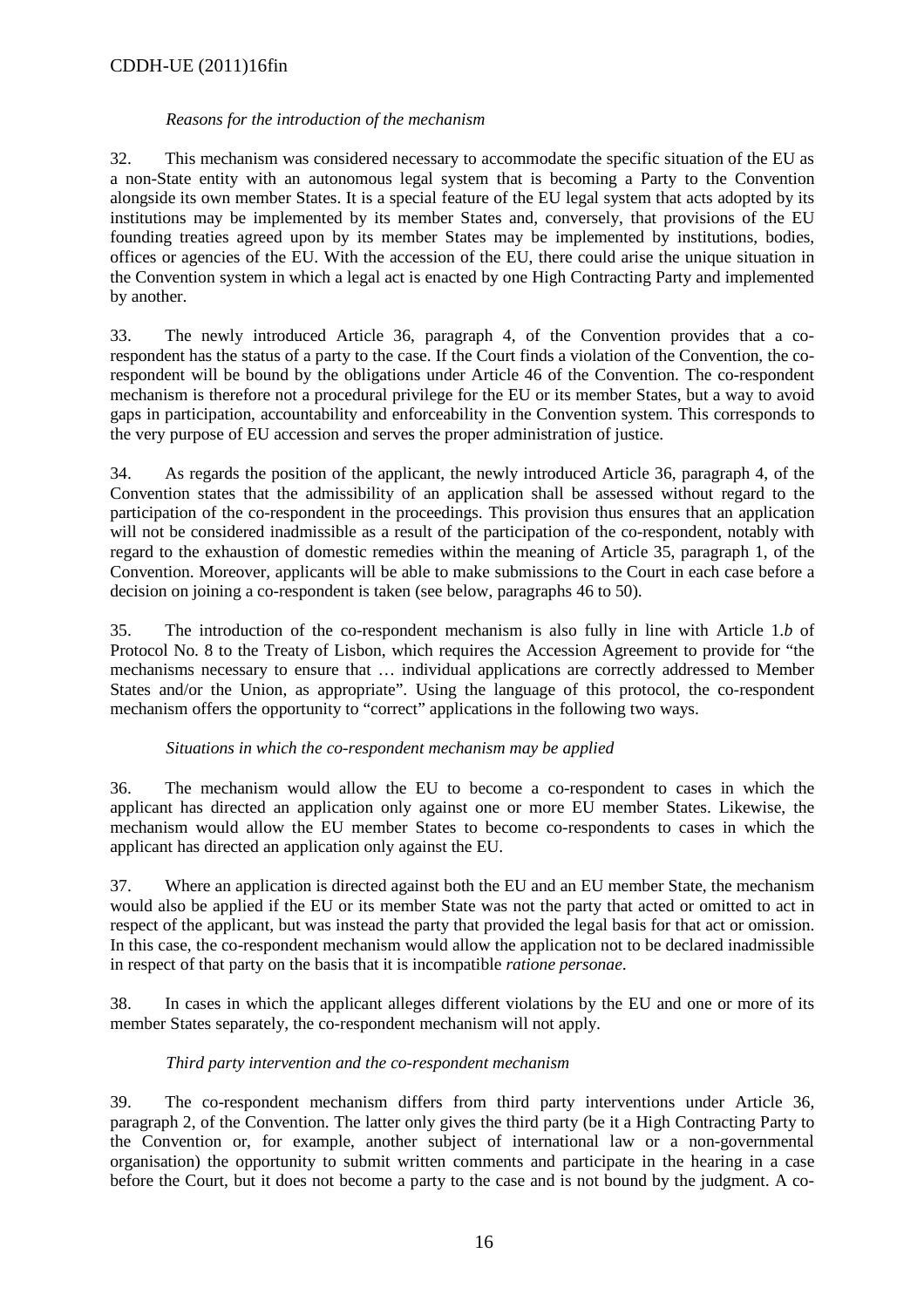*Reasons for the introduction of the mechanism*

32. This mechanism was considered necessary to accommodate the specific situation of the EU as a non-State entity with an autonomous legal system that is becoming a Party to the Convention alongside its own member States. It is a special feature of the EU legal system that acts adopted by its institutions may be implemented by its member States and, conversely, that provisions of the EU founding treaties agreed upon by its member States may be implemented by institutions, bodies, offices or agencies of the EU. With the accession of the EU, there could arise the unique situation in the Convention system in which a legal act is enacted by one High Contracting Party and implemented by another.

33. The newly introduced Article 36, paragraph 4, of the Convention provides that a co-respondent has the status of a party to the case. If the Court finds a violation of the Convention, the co-respondent will be bound by the obligations under Article 46 of the Convention. The co-respondent mechanism is therefore not a procedural privilege for the EU or its member States, but a way to avoid gaps in participation, accountability and enforceability in the Convention system. This corresponds to the very purpose of EU accession and serves the proper administration of justice.

34. As regards the position of the applicant, the newly introduced Article 36, paragraph 4, of the Convention states that the admissibility of an application shall be assessed without regard to the participation of the co-respondent in the proceedings. This provision thus ensures that an application will not be considered inadmissible as a result of the participation of the co-respondent, notably with regard to the exhaustion of domestic remedies within the meaning of Article 35, paragraph 1, of the Convention. Moreover, applicants will be able to make submissions to the Court in each case before a decision on joining a co-respondent is taken (see below, paragraphs 46 to 50).

35. The introduction of the co-respondent mechanism is also fully in line with Article 1.*b* of Protocol No. 8 to the Treaty of Lisbon, which requires the Accession Agreement to provide for "the mechanisms necessary to ensure that … individual applications are correctly addressed to Member States and/or the Union, as appropriate". Using the language of this protocol, the co-respondent mechanism offers the opportunity to "correct" applications in the following two ways.

*Situations in which the co-respondent mechanism may be applied*

36. The mechanism would allow the EU to become a co-respondent to cases in which the applicant has directed an application only against one or more EU member States. Likewise, the mechanism would allow the EU member States to become co-respondents to cases in which the applicant has directed an application only against the EU.

37. Where an application is directed against both the EU and an EU member State, the mechanism would also be applied if the EU or its member State was not the party that acted or omitted to act in respect of the applicant, but was instead the party that provided the legal basis for that act or omission. In this case, the co-respondent mechanism would allow the application not to be declared inadmissible in respect of that party on the basis that it is incompatible *ratione personae*.

38. In cases in which the applicant alleges different violations by the EU and one or more of its member States separately, the co-respondent mechanism will not apply.

*Third party intervention and the co-respondent mechanism*

39. The co-respondent mechanism differs from third party interventions under Article 36, paragraph 2, of the Convention. The latter only gives the third party (be it a High Contracting Party to the Convention or, for example, another subject of international law or a non-governmental organisation) the opportunity to submit written comments and participate in the hearing in a case before the Court, but it does not become a party to the case and is not bound by the judgment. A co-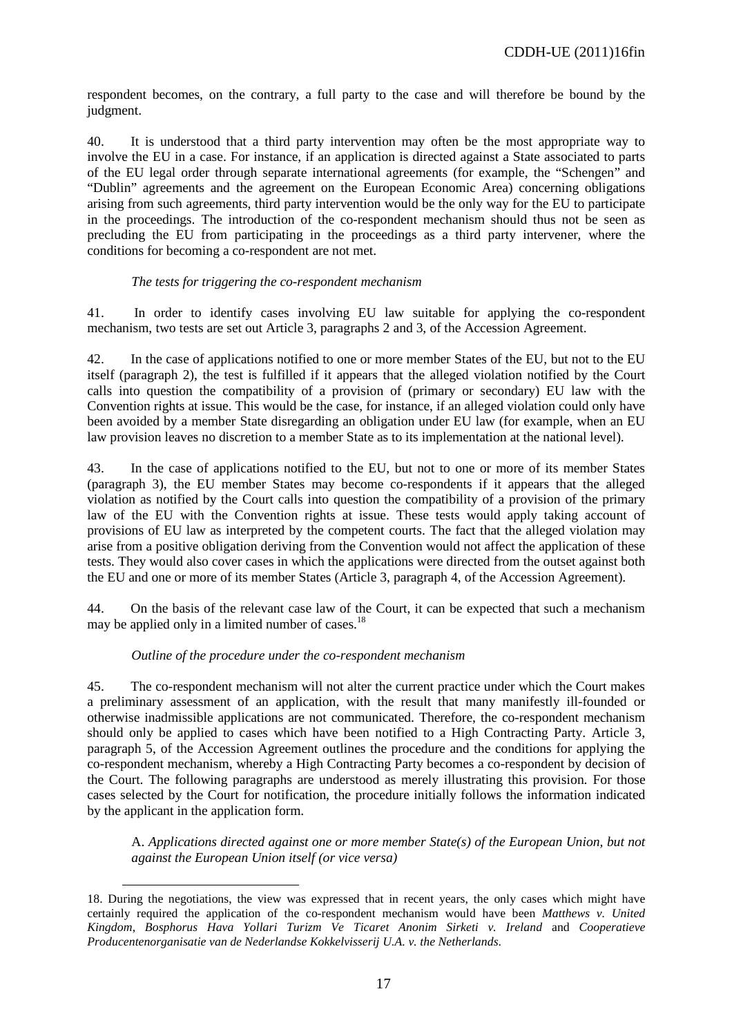respondent becomes, on the contrary, a full party to the case and will therefore be bound by the judgment.

40. It is understood that a third party intervention may often be the most appropriate way to involve the EU in a case. For instance, if an application is directed against a State associated to parts of the EU legal order through separate international agreements (for example, the "Schengen" and "Dublin" agreements and the agreement on the European Economic Area) concerning obligations arising from such agreements, third party intervention would be the only way for the EU to participate in the proceedings. The introduction of the co-respondent mechanism should thus not be seen as precluding the EU from participating in the proceedings as a third party intervener, where the conditions for becoming a co-respondent are not met.

*The tests for triggering the co-respondent mechanism*

41. In order to identify cases involving EU law suitable for applying the co-respondent mechanism, two tests are set out Article 3, paragraphs 2 and 3, of the Accession Agreement.

42. In the case of applications notified to one or more member States of the EU, but not to the EU itself (paragraph 2), the test is fulfilled if it appears that the alleged violation notified by the Court calls into question the compatibility of a provision of (primary or secondary) EU law with the Convention rights at issue. This would be the case, for instance, if an alleged violation could only have been avoided by a member State disregarding an obligation under EU law (for example, when an EU law provision leaves no discretion to a member State as to its implementation at the national level).

43. In the case of applications notified to the EU, but not to one or more of its member States (paragraph 3), the EU member States may become co-respondents if it appears that the alleged violation as notified by the Court calls into question the compatibility of a provision of the primary law of the EU with the Convention rights at issue. These tests would apply taking account of provisions of EU law as interpreted by the competent courts. The fact that the alleged violation may arise from a positive obligation deriving from the Convention would not affect the application of these tests. They would also cover cases in which the applications were directed from the outset against both the EU and one or more of its member States (Article 3, paragraph 4, of the Accession Agreement).

44. On the basis of the relevant case law of the Court, it can be expected that such a mechanism may be applied only in a limited number of cases.[18]

*Outline of the procedure under the co-respondent mechanism*

45. The co-respondent mechanism will not alter the current practice under which the Court makes a preliminary assessment of an application, with the result that many manifestly ill-founded or otherwise inadmissible applications are not communicated. Therefore, the co-respondent mechanism should only be applied to cases which have been notified to a High Contracting Party. Article 3, paragraph 5, of the Accession Agreement outlines the procedure and the conditions for applying the co-respondent mechanism, whereby a High Contracting Party becomes a co-respondent by decision of the Court. The following paragraphs are understood as merely illustrating this provision. For those cases selected by the Court for notification, the procedure initially follows the information indicated by the applicant in the application form.

A. *Applications directed against one or more member State(s) of the European Union, but not against the European Union itself (or vice versa)*

---

18. During the negotiations, the view was expressed that in recent years, the only cases which might have certainly required the application of the co-respondent mechanism would have been *Matthews v. United Kingdom*, *Bosphorus Hava Yollari Turizm Ve Ticaret Anonim Sirketi v. Ireland* and *Cooperatieve Producentenorganisatie van de Nederlandse Kokkelvisserij U.A. v. the Netherlands*.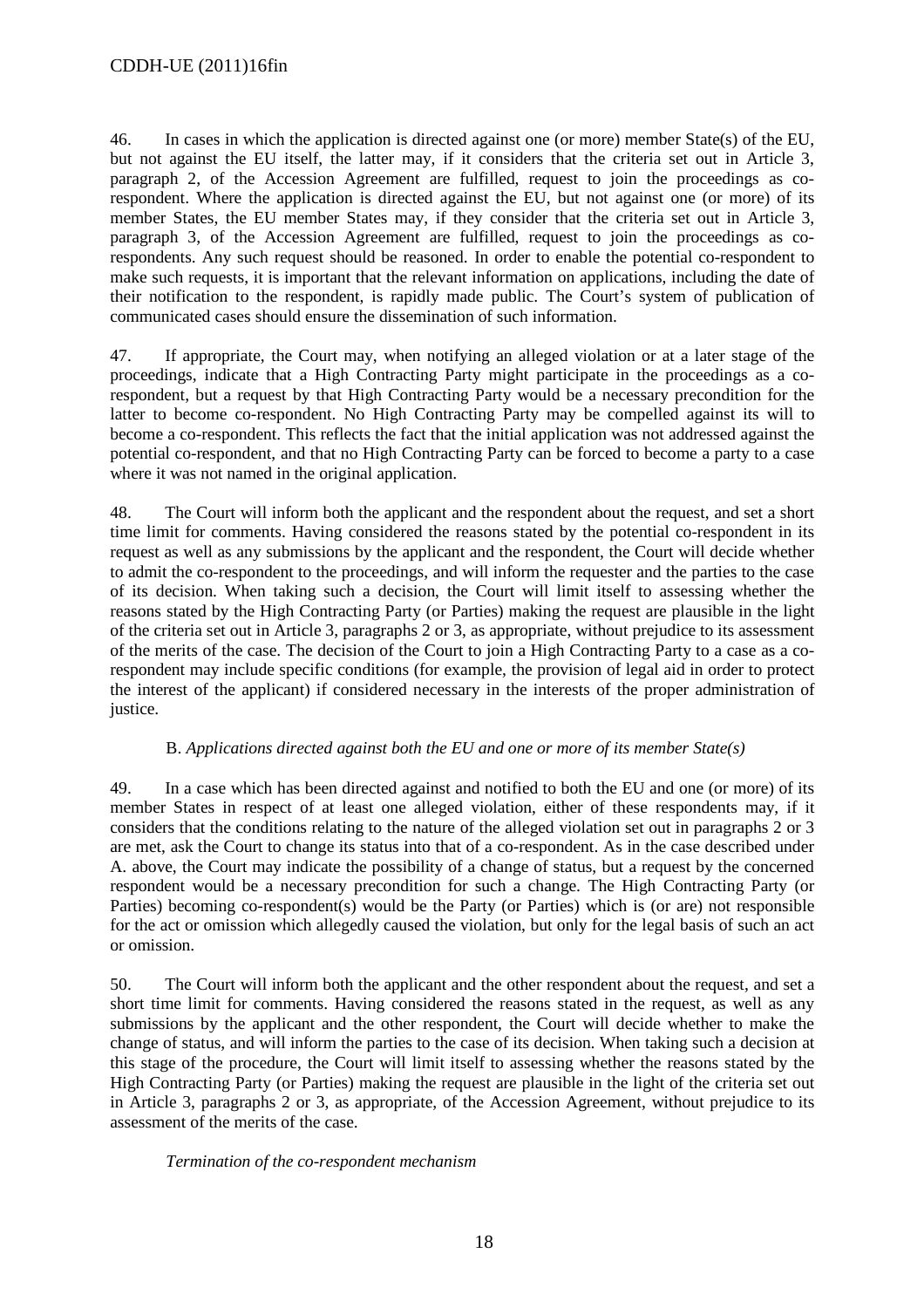46. In cases in which the application is directed against one (or more) member State(s) of the EU, but not against the EU itself, the latter may, if it considers that the criteria set out in Article 3, paragraph 2, of the Accession Agreement are fulfilled, request to join the proceedings as co-respondent. Where the application is directed against the EU, but not against one (or more) of its member States, the EU member States may, if they consider that the criteria set out in Article 3, paragraph 3, of the Accession Agreement are fulfilled, request to join the proceedings as co-respondents. Any such request should be reasoned. In order to enable the potential co-respondent to make such requests, it is important that the relevant information on applications, including the date of their notification to the respondent, is rapidly made public. The Court's system of publication of communicated cases should ensure the dissemination of such information.

47. If appropriate, the Court may, when notifying an alleged violation or at a later stage of the proceedings, indicate that a High Contracting Party might participate in the proceedings as a co-respondent, but a request by that High Contracting Party would be a necessary precondition for the latter to become co-respondent. No High Contracting Party may be compelled against its will to become a co-respondent. This reflects the fact that the initial application was not addressed against the potential co-respondent, and that no High Contracting Party can be forced to become a party to a case where it was not named in the original application.

48. The Court will inform both the applicant and the respondent about the request, and set a short time limit for comments. Having considered the reasons stated by the potential co-respondent in its request as well as any submissions by the applicant and the respondent, the Court will decide whether to admit the co-respondent to the proceedings, and will inform the requester and the parties to the case of its decision. When taking such a decision, the Court will limit itself to assessing whether the reasons stated by the High Contracting Party (or Parties) making the request are plausible in the light of the criteria set out in Article 3, paragraphs 2 or 3, as appropriate, without prejudice to its assessment of the merits of the case. The decision of the Court to join a High Contracting Party to a case as a co-respondent may include specific conditions (for example, the provision of legal aid in order to protect the interest of the applicant) if considered necessary in the interests of the proper administration of justice.

B. *Applications directed against both the EU and one or more of its member State(s)*

49. In a case which has been directed against and notified to both the EU and one (or more) of its member States in respect of at least one alleged violation, either of these respondents may, if it considers that the conditions relating to the nature of the alleged violation set out in paragraphs 2 or 3 are met, ask the Court to change its status into that of a co-respondent. As in the case described under A. above, the Court may indicate the possibility of a change of status, but a request by the concerned respondent would be a necessary precondition for such a change. The High Contracting Party (or Parties) becoming co-respondent(s) would be the Party (or Parties) which is (or are) not responsible for the act or omission which allegedly caused the violation, but only for the legal basis of such an act or omission.

50. The Court will inform both the applicant and the other respondent about the request, and set a short time limit for comments. Having considered the reasons stated in the request, as well as any submissions by the applicant and the other respondent, the Court will decide whether to make the change of status, and will inform the parties to the case of its decision. When taking such a decision at this stage of the procedure, the Court will limit itself to assessing whether the reasons stated by the High Contracting Party (or Parties) making the request are plausible in the light of the criteria set out in Article 3, paragraphs 2 or 3, as appropriate, of the Accession Agreement, without prejudice to its assessment of the merits of the case.

*Termination of the co-respondent mechanism*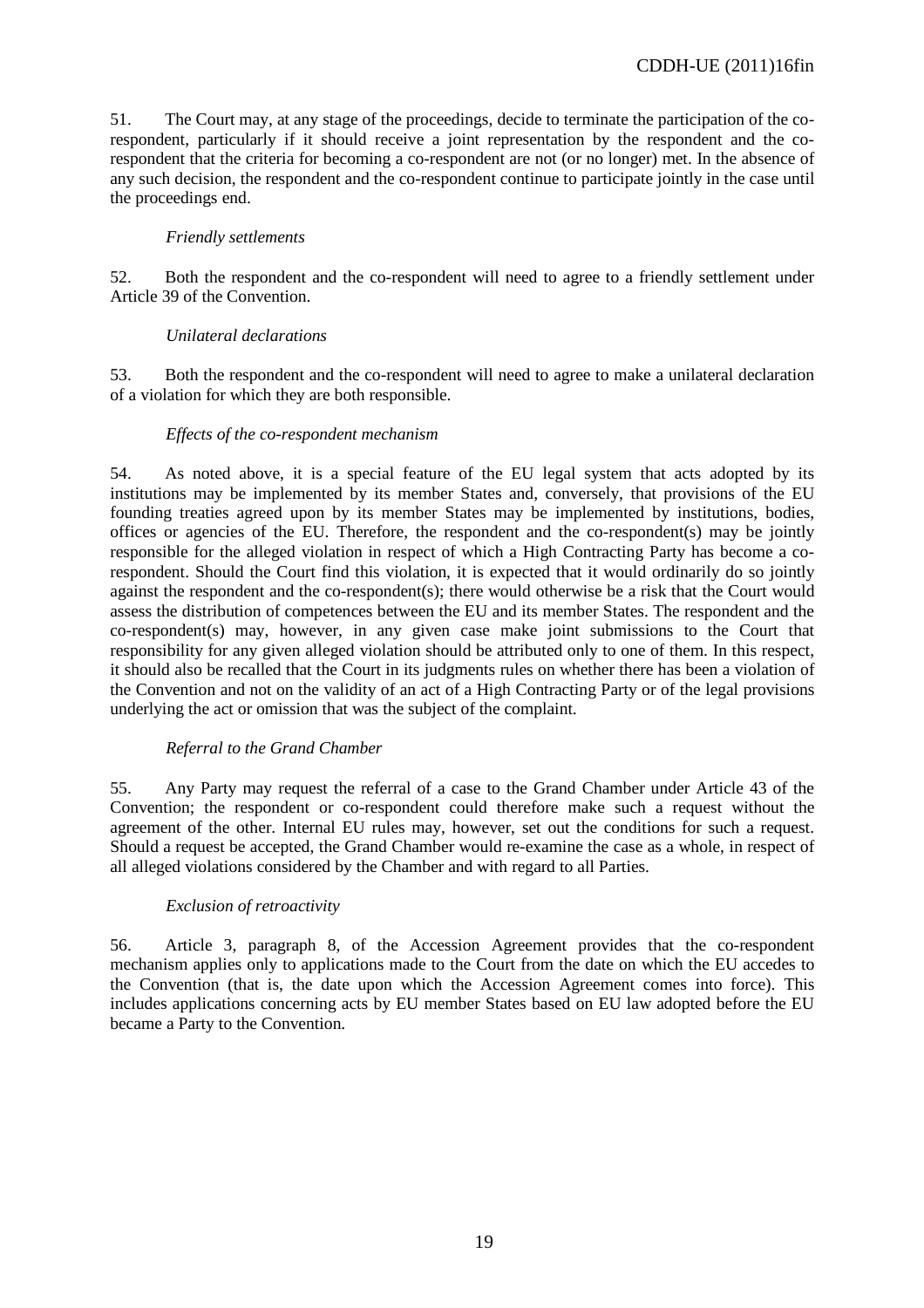51. The Court may, at any stage of the proceedings, decide to terminate the participation of the co-respondent, particularly if it should receive a joint representation by the respondent and the co-respondent that the criteria for becoming a co-respondent are not (or no longer) met. In the absence of any such decision, the respondent and the co-respondent continue to participate jointly in the case until the proceedings end.

*Friendly settlements*

52. Both the respondent and the co-respondent will need to agree to a friendly settlement under Article 39 of the Convention.

*Unilateral declarations*

53. Both the respondent and the co-respondent will need to agree to make a unilateral declaration of a violation for which they are both responsible.

*Effects of the co-respondent mechanism*

54. As noted above, it is a special feature of the EU legal system that acts adopted by its institutions may be implemented by its member States and, conversely, that provisions of the EU founding treaties agreed upon by its member States may be implemented by institutions, bodies, offices or agencies of the EU. Therefore, the respondent and the co-respondent(s) may be jointly responsible for the alleged violation in respect of which a High Contracting Party has become a co-respondent. Should the Court find this violation, it is expected that it would ordinarily do so jointly against the respondent and the co-respondent(s); there would otherwise be a risk that the Court would assess the distribution of competences between the EU and its member States. The respondent and the co-respondent(s) may, however, in any given case make joint submissions to the Court that responsibility for any given alleged violation should be attributed only to one of them. In this respect, it should also be recalled that the Court in its judgments rules on whether there has been a violation of the Convention and not on the validity of an act of a High Contracting Party or of the legal provisions underlying the act or omission that was the subject of the complaint.

*Referral to the Grand Chamber*

55. Any Party may request the referral of a case to the Grand Chamber under Article 43 of the Convention; the respondent or co-respondent could therefore make such a request without the agreement of the other. Internal EU rules may, however, set out the conditions for such a request. Should a request be accepted, the Grand Chamber would re-examine the case as a whole, in respect of all alleged violations considered by the Chamber and with regard to all Parties.

*Exclusion of retroactivity*

56. Article 3, paragraph 8, of the Accession Agreement provides that the co-respondent mechanism applies only to applications made to the Court from the date on which the EU accedes to the Convention (that is, the date upon which the Accession Agreement comes into force). This includes applications concerning acts by EU member States based on EU law adopted before the EU became a Party to the Convention.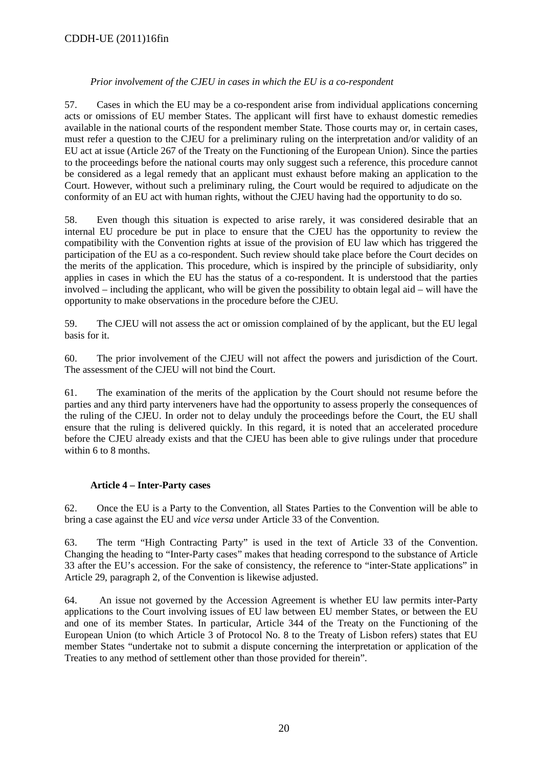*Prior involvement of the CJEU in cases in which the EU is a co-respondent*

57. Cases in which the EU may be a co-respondent arise from individual applications concerning acts or omissions of EU member States. The applicant will first have to exhaust domestic remedies available in the national courts of the respondent member State. Those courts may or, in certain cases, must refer a question to the CJEU for a preliminary ruling on the interpretation and/or validity of an EU act at issue (Article 267 of the Treaty on the Functioning of the European Union). Since the parties to the proceedings before the national courts may only suggest such a reference, this procedure cannot be considered as a legal remedy that an applicant must exhaust before making an application to the Court. However, without such a preliminary ruling, the Court would be required to adjudicate on the conformity of an EU act with human rights, without the CJEU having had the opportunity to do so.

58. Even though this situation is expected to arise rarely, it was considered desirable that an internal EU procedure be put in place to ensure that the CJEU has the opportunity to review the compatibility with the Convention rights at issue of the provision of EU law which has triggered the participation of the EU as a co-respondent. Such review should take place before the Court decides on the merits of the application. This procedure, which is inspired by the principle of subsidiarity, only applies in cases in which the EU has the status of a co-respondent. It is understood that the parties involved – including the applicant, who will be given the possibility to obtain legal aid – will have the opportunity to make observations in the procedure before the CJEU.

59. The CJEU will not assess the act or omission complained of by the applicant, but the EU legal basis for it.

60. The prior involvement of the CJEU will not affect the powers and jurisdiction of the Court. The assessment of the CJEU will not bind the Court.

61. The examination of the merits of the application by the Court should not resume before the parties and any third party interveners have had the opportunity to assess properly the consequences of the ruling of the CJEU. In order not to delay unduly the proceedings before the Court, the EU shall ensure that the ruling is delivered quickly. In this regard, it is noted that an accelerated procedure before the CJEU already exists and that the CJEU has been able to give rulings under that procedure within 6 to 8 months.

### Article 4 – Inter-Party cases

62. Once the EU is a Party to the Convention, all States Parties to the Convention will be able to bring a case against the EU and *vice versa* under Article 33 of the Convention.

63. The term "High Contracting Party" is used in the text of Article 33 of the Convention. Changing the heading to "Inter-Party cases" makes that heading correspond to the substance of Article 33 after the EU's accession. For the sake of consistency, the reference to "inter-State applications" in Article 29, paragraph 2, of the Convention is likewise adjusted.

64. An issue not governed by the Accession Agreement is whether EU law permits inter-Party applications to the Court involving issues of EU law between EU member States, or between the EU and one of its member States. In particular, Article 344 of the Treaty on the Functioning of the European Union (to which Article 3 of Protocol No. 8 to the Treaty of Lisbon refers) states that EU member States "undertake not to submit a dispute concerning the interpretation or application of the Treaties to any method of settlement other than those provided for therein".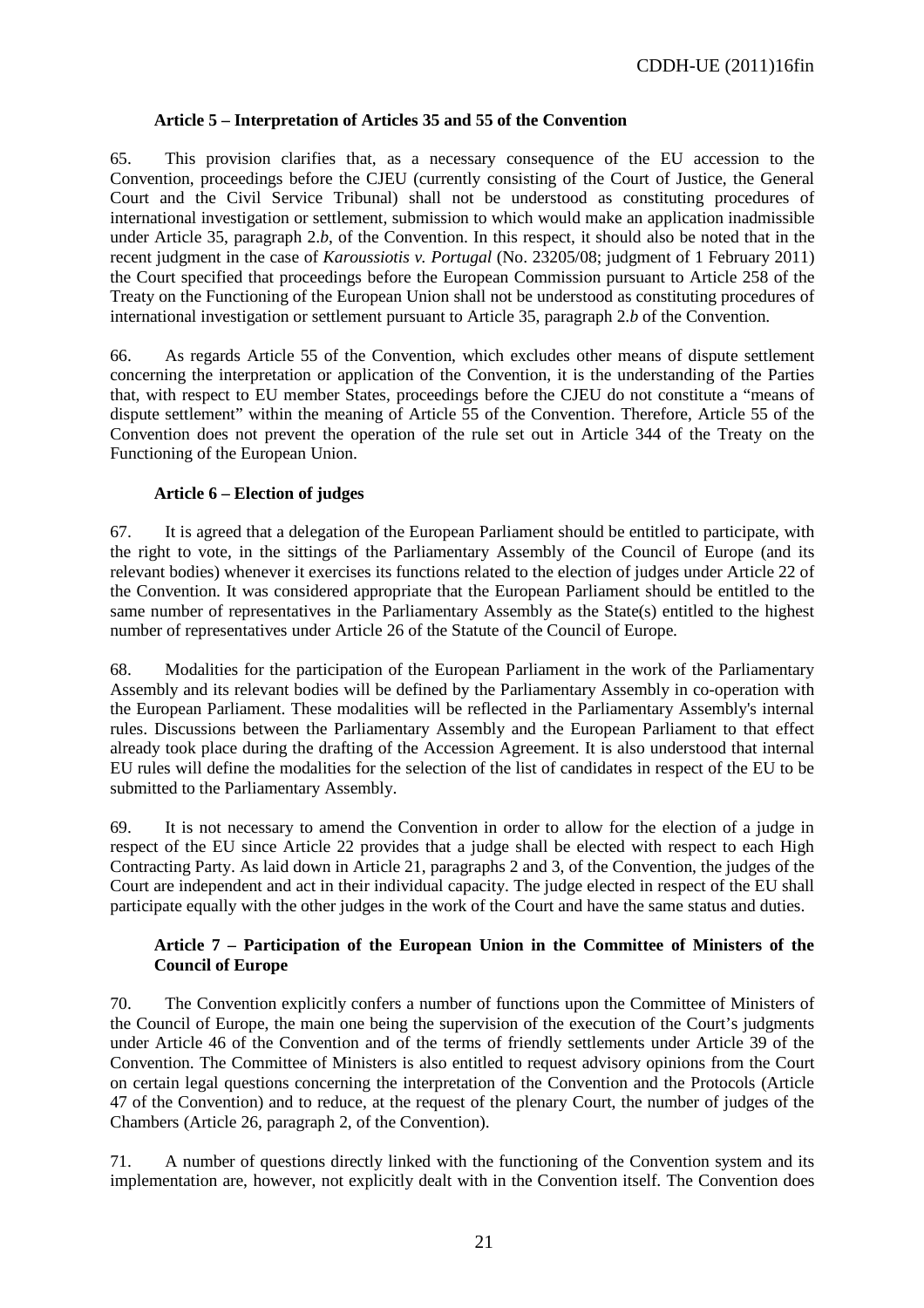### Article 5 – Interpretation of Articles 35 and 55 of the Convention

65. This provision clarifies that, as a necessary consequence of the EU accession to the Convention, proceedings before the CJEU (currently consisting of the Court of Justice, the General Court and the Civil Service Tribunal) shall not be understood as constituting procedures of international investigation or settlement, submission to which would make an application inadmissible under Article 35, paragraph 2.*b*, of the Convention. In this respect, it should also be noted that in the recent judgment in the case of *Karoussiotis v. Portugal* (No. 23205/08; judgment of 1 February 2011) the Court specified that proceedings before the European Commission pursuant to Article 258 of the Treaty on the Functioning of the European Union shall not be understood as constituting procedures of international investigation or settlement pursuant to Article 35, paragraph 2.*b* of the Convention.

66. As regards Article 55 of the Convention, which excludes other means of dispute settlement concerning the interpretation or application of the Convention, it is the understanding of the Parties that, with respect to EU member States, proceedings before the CJEU do not constitute a "means of dispute settlement" within the meaning of Article 55 of the Convention. Therefore, Article 55 of the Convention does not prevent the operation of the rule set out in Article 344 of the Treaty on the Functioning of the European Union.

### Article 6 – Election of judges

67. It is agreed that a delegation of the European Parliament should be entitled to participate, with the right to vote, in the sittings of the Parliamentary Assembly of the Council of Europe (and its relevant bodies) whenever it exercises its functions related to the election of judges under Article 22 of the Convention. It was considered appropriate that the European Parliament should be entitled to the same number of representatives in the Parliamentary Assembly as the State(s) entitled to the highest number of representatives under Article 26 of the Statute of the Council of Europe.

68. Modalities for the participation of the European Parliament in the work of the Parliamentary Assembly and its relevant bodies will be defined by the Parliamentary Assembly in co-operation with the European Parliament. These modalities will be reflected in the Parliamentary Assembly's internal rules. Discussions between the Parliamentary Assembly and the European Parliament to that effect already took place during the drafting of the Accession Agreement. It is also understood that internal EU rules will define the modalities for the selection of the list of candidates in respect of the EU to be submitted to the Parliamentary Assembly.

69. It is not necessary to amend the Convention in order to allow for the election of a judge in respect of the EU since Article 22 provides that a judge shall be elected with respect to each High Contracting Party. As laid down in Article 21, paragraphs 2 and 3, of the Convention, the judges of the Court are independent and act in their individual capacity. The judge elected in respect of the EU shall participate equally with the other judges in the work of the Court and have the same status and duties.

### Article 7 – Participation of the European Union in the Committee of Ministers of the Council of Europe

70. The Convention explicitly confers a number of functions upon the Committee of Ministers of the Council of Europe, the main one being the supervision of the execution of the Court's judgments under Article 46 of the Convention and of the terms of friendly settlements under Article 39 of the Convention. The Committee of Ministers is also entitled to request advisory opinions from the Court on certain legal questions concerning the interpretation of the Convention and the Protocols (Article 47 of the Convention) and to reduce, at the request of the plenary Court, the number of judges of the Chambers (Article 26, paragraph 2, of the Convention).

71. A number of questions directly linked with the functioning of the Convention system and its implementation are, however, not explicitly dealt with in the Convention itself. The Convention does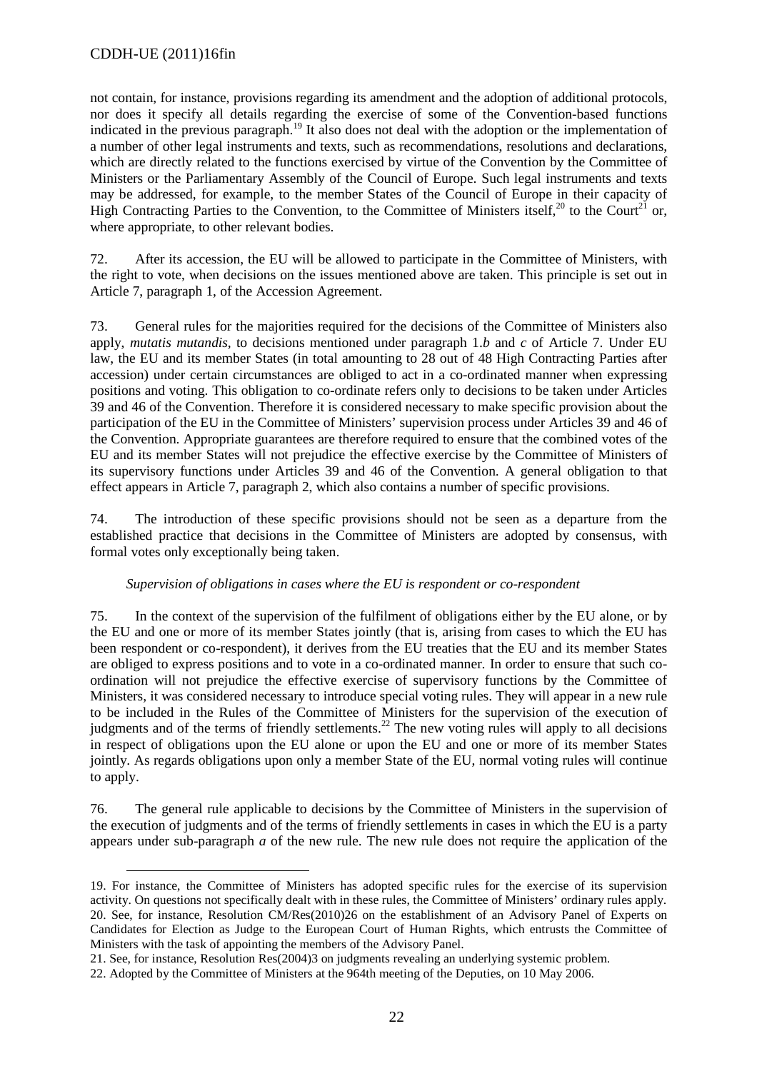not contain, for instance, provisions regarding its amendment and the adoption of additional protocols, nor does it specify all details regarding the exercise of some of the Convention-based functions indicated in the previous paragraph.[19] It also does not deal with the adoption or the implementation of a number of other legal instruments and texts, such as recommendations, resolutions and declarations, which are directly related to the functions exercised by virtue of the Convention by the Committee of Ministers or the Parliamentary Assembly of the Council of Europe. Such legal instruments and texts may be addressed, for example, to the member States of the Council of Europe in their capacity of High Contracting Parties to the Convention, to the Committee of Ministers itself,[20] to the Court[21] or, where appropriate, to other relevant bodies.

72. After its accession, the EU will be allowed to participate in the Committee of Ministers, with the right to vote, when decisions on the issues mentioned above are taken. This principle is set out in Article 7, paragraph 1, of the Accession Agreement.

73. General rules for the majorities required for the decisions of the Committee of Ministers also apply, *mutatis mutandis*, to decisions mentioned under paragraph 1.*b* and *c* of Article 7. Under EU law, the EU and its member States (in total amounting to 28 out of 48 High Contracting Parties after accession) under certain circumstances are obliged to act in a co-ordinated manner when expressing positions and voting. This obligation to co-ordinate refers only to decisions to be taken under Articles 39 and 46 of the Convention. Therefore it is considered necessary to make specific provision about the participation of the EU in the Committee of Ministers' supervision process under Articles 39 and 46 of the Convention. Appropriate guarantees are therefore required to ensure that the combined votes of the EU and its member States will not prejudice the effective exercise by the Committee of Ministers of its supervisory functions under Articles 39 and 46 of the Convention. A general obligation to that effect appears in Article 7, paragraph 2, which also contains a number of specific provisions.

74. The introduction of these specific provisions should not be seen as a departure from the established practice that decisions in the Committee of Ministers are adopted by consensus, with formal votes only exceptionally being taken.

*Supervision of obligations in cases where the EU is respondent or co-respondent*

75. In the context of the supervision of the fulfilment of obligations either by the EU alone, or by the EU and one or more of its member States jointly (that is, arising from cases to which the EU has been respondent or co-respondent), it derives from the EU treaties that the EU and its member States are obliged to express positions and to vote in a co-ordinated manner. In order to ensure that such co-ordination will not prejudice the effective exercise of supervisory functions by the Committee of Ministers, it was considered necessary to introduce special voting rules. They will appear in a new rule to be included in the Rules of the Committee of Ministers for the supervision of the execution of judgments and of the terms of friendly settlements.[22] The new voting rules will apply to all decisions in respect of obligations upon the EU alone or upon the EU and one or more of its member States jointly. As regards obligations upon only a member State of the EU, normal voting rules will continue to apply.

76. The general rule applicable to decisions by the Committee of Ministers in the supervision of the execution of judgments and of the terms of friendly settlements in cases in which the EU is a party appears under sub-paragraph *a* of the new rule. The new rule does not require the application of the

---

19. For instance, the Committee of Ministers has adopted specific rules for the exercise of its supervision activity. On questions not specifically dealt with in these rules, the Committee of Ministers' ordinary rules apply.

20. See, for instance, Resolution CM/Res(2010)26 on the establishment of an Advisory Panel of Experts on Candidates for Election as Judge to the European Court of Human Rights, which entrusts the Committee of Ministers with the task of appointing the members of the Advisory Panel.

21. See, for instance, Resolution Res(2004)3 on judgments revealing an underlying systemic problem.

22. Adopted by the Committee of Ministers at the 964th meeting of the Deputies, on 10 May 2006.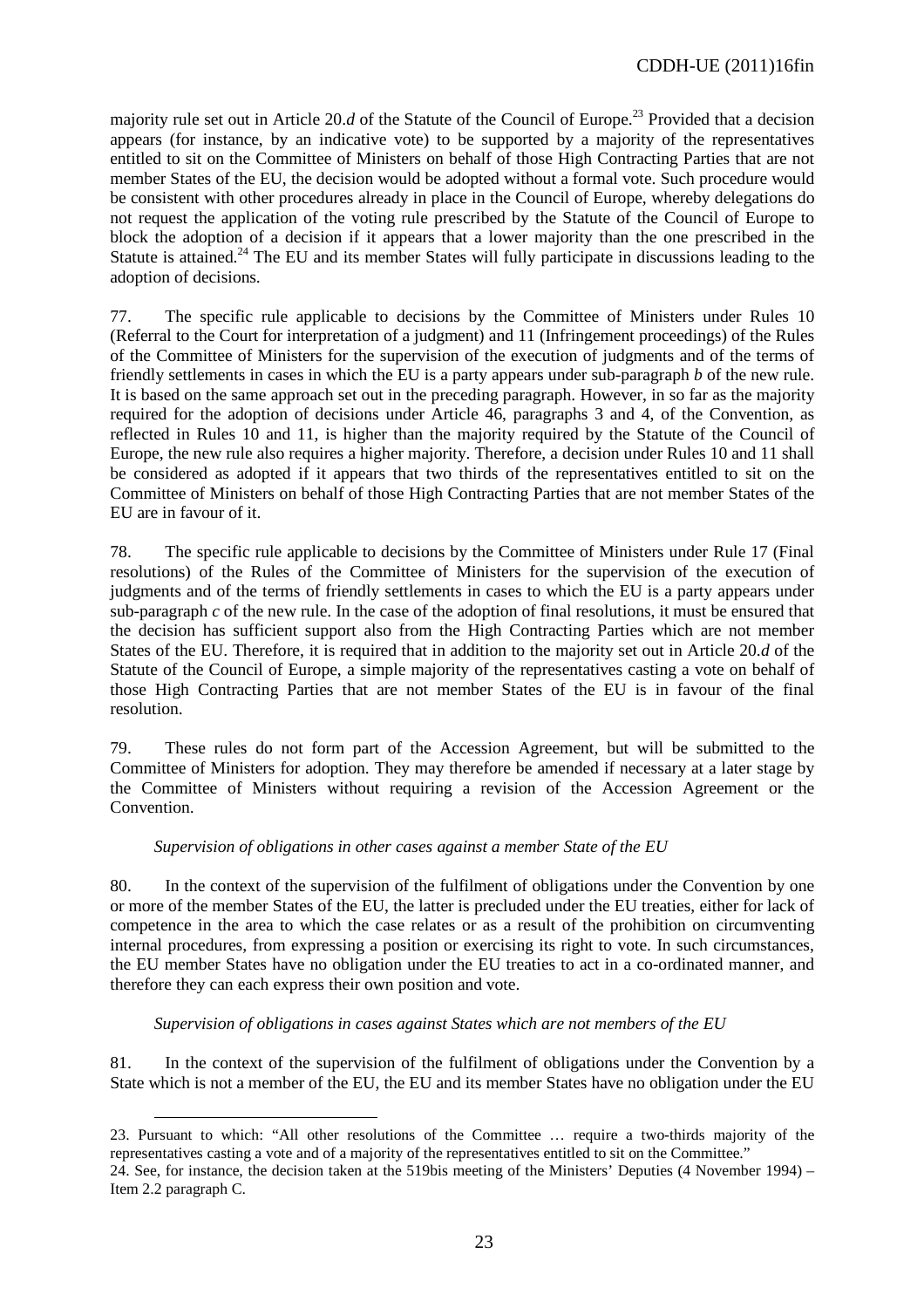majority rule set out in Article 20.*d* of the Statute of the Council of Europe.[23] Provided that a decision appears (for instance, by an indicative vote) to be supported by a majority of the representatives entitled to sit on the Committee of Ministers on behalf of those High Contracting Parties that are not member States of the EU, the decision would be adopted without a formal vote. Such procedure would be consistent with other procedures already in place in the Council of Europe, whereby delegations do not request the application of the voting rule prescribed by the Statute of the Council of Europe to block the adoption of a decision if it appears that a lower majority than the one prescribed in the Statute is attained.[24] The EU and its member States will fully participate in discussions leading to the adoption of decisions.

77. The specific rule applicable to decisions by the Committee of Ministers under Rules 10 (Referral to the Court for interpretation of a judgment) and 11 (Infringement proceedings) of the Rules of the Committee of Ministers for the supervision of the execution of judgments and of the terms of friendly settlements in cases in which the EU is a party appears under sub-paragraph *b* of the new rule. It is based on the same approach set out in the preceding paragraph. However, in so far as the majority required for the adoption of decisions under Article 46, paragraphs 3 and 4, of the Convention, as reflected in Rules 10 and 11, is higher than the majority required by the Statute of the Council of Europe, the new rule also requires a higher majority. Therefore, a decision under Rules 10 and 11 shall be considered as adopted if it appears that two thirds of the representatives entitled to sit on the Committee of Ministers on behalf of those High Contracting Parties that are not member States of the EU are in favour of it.

78. The specific rule applicable to decisions by the Committee of Ministers under Rule 17 (Final resolutions) of the Rules of the Committee of Ministers for the supervision of the execution of judgments and of the terms of friendly settlements in cases to which the EU is a party appears under sub-paragraph *c* of the new rule. In the case of the adoption of final resolutions, it must be ensured that the decision has sufficient support also from the High Contracting Parties which are not member States of the EU. Therefore, it is required that in addition to the majority set out in Article 20.*d* of the Statute of the Council of Europe, a simple majority of the representatives casting a vote on behalf of those High Contracting Parties that are not member States of the EU is in favour of the final resolution.

79. These rules do not form part of the Accession Agreement, but will be submitted to the Committee of Ministers for adoption. They may therefore be amended if necessary at a later stage by the Committee of Ministers without requiring a revision of the Accession Agreement or the Convention.

*Supervision of obligations in other cases against a member State of the EU*

80. In the context of the supervision of the fulfilment of obligations under the Convention by one or more of the member States of the EU, the latter is precluded under the EU treaties, either for lack of competence in the area to which the case relates or as a result of the prohibition on circumventing internal procedures, from expressing a position or exercising its right to vote. In such circumstances, the EU member States have no obligation under the EU treaties to act in a co-ordinated manner, and therefore they can each express their own position and vote.

*Supervision of obligations in cases against States which are not members of the EU*

81. In the context of the supervision of the fulfilment of obligations under the Convention by a State which is not a member of the EU, the EU and its member States have no obligation under the EU

---

23. Pursuant to which: "All other resolutions of the Committee … require a two-thirds majority of the representatives casting a vote and of a majority of the representatives entitled to sit on the Committee."

24. See, for instance, the decision taken at the 519bis meeting of the Ministers' Deputies (4 November 1994) – Item 2.2 paragraph C.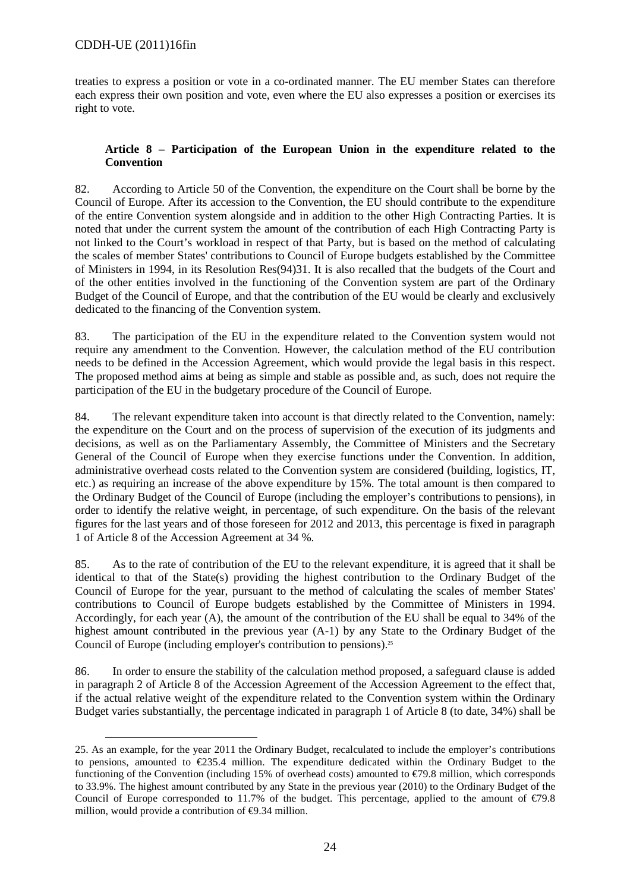treaties to express a position or vote in a co-ordinated manner. The EU member States can therefore each express their own position and vote, even where the EU also expresses a position or exercises its right to vote.

### Article 8 – Participation of the European Union in the expenditure related to the Convention

82. According to Article 50 of the Convention, the expenditure on the Court shall be borne by the Council of Europe. After its accession to the Convention, the EU should contribute to the expenditure of the entire Convention system alongside and in addition to the other High Contracting Parties. It is noted that under the current system the amount of the contribution of each High Contracting Party is not linked to the Court's workload in respect of that Party, but is based on the method of calculating the scales of member States' contributions to Council of Europe budgets established by the Committee of Ministers in 1994, in its Resolution Res(94)31. It is also recalled that the budgets of the Court and of the other entities involved in the functioning of the Convention system are part of the Ordinary Budget of the Council of Europe, and that the contribution of the EU would be clearly and exclusively dedicated to the financing of the Convention system.

83. The participation of the EU in the expenditure related to the Convention system would not require any amendment to the Convention. However, the calculation method of the EU contribution needs to be defined in the Accession Agreement, which would provide the legal basis in this respect. The proposed method aims at being as simple and stable as possible and, as such, does not require the participation of the EU in the budgetary procedure of the Council of Europe.

84. The relevant expenditure taken into account is that directly related to the Convention, namely: the expenditure on the Court and on the process of supervision of the execution of its judgments and decisions, as well as on the Parliamentary Assembly, the Committee of Ministers and the Secretary General of the Council of Europe when they exercise functions under the Convention. In addition, administrative overhead costs related to the Convention system are considered (building, logistics, IT, etc.) as requiring an increase of the above expenditure by 15%. The total amount is then compared to the Ordinary Budget of the Council of Europe (including the employer's contributions to pensions), in order to identify the relative weight, in percentage, of such expenditure. On the basis of the relevant figures for the last years and of those foreseen for 2012 and 2013, this percentage is fixed in paragraph 1 of Article 8 of the Accession Agreement at 34 %.

85. As to the rate of contribution of the EU to the relevant expenditure, it is agreed that it shall be identical to that of the State(s) providing the highest contribution to the Ordinary Budget of the Council of Europe for the year, pursuant to the method of calculating the scales of member States' contributions to Council of Europe budgets established by the Committee of Ministers in 1994. Accordingly, for each year (A), the amount of the contribution of the EU shall be equal to 34% of the highest amount contributed in the previous year (A-1) by any State to the Ordinary Budget of the Council of Europe (including employer's contribution to pensions).[25]

86. In order to ensure the stability of the calculation method proposed, a safeguard clause is added in paragraph 2 of Article 8 of the Accession Agreement of the Accession Agreement to the effect that, if the actual relative weight of the expenditure related to the Convention system within the Ordinary Budget varies substantially, the percentage indicated in paragraph 1 of Article 8 (to date, 34%) shall be

25. As an example, for the year 2011 the Ordinary Budget, recalculated to include the employer's contributions to pensions, amounted to €235.4 million. The expenditure dedicated within the Ordinary Budget to the functioning of the Convention (including 15% of overhead costs) amounted to €79.8 million, which corresponds to 33.9%. The highest amount contributed by any State in the previous year (2010) to the Ordinary Budget of the Council of Europe corresponded to 11.7% of the budget. This percentage, applied to the amount of €79.8 million, would provide a contribution of €9.34 million.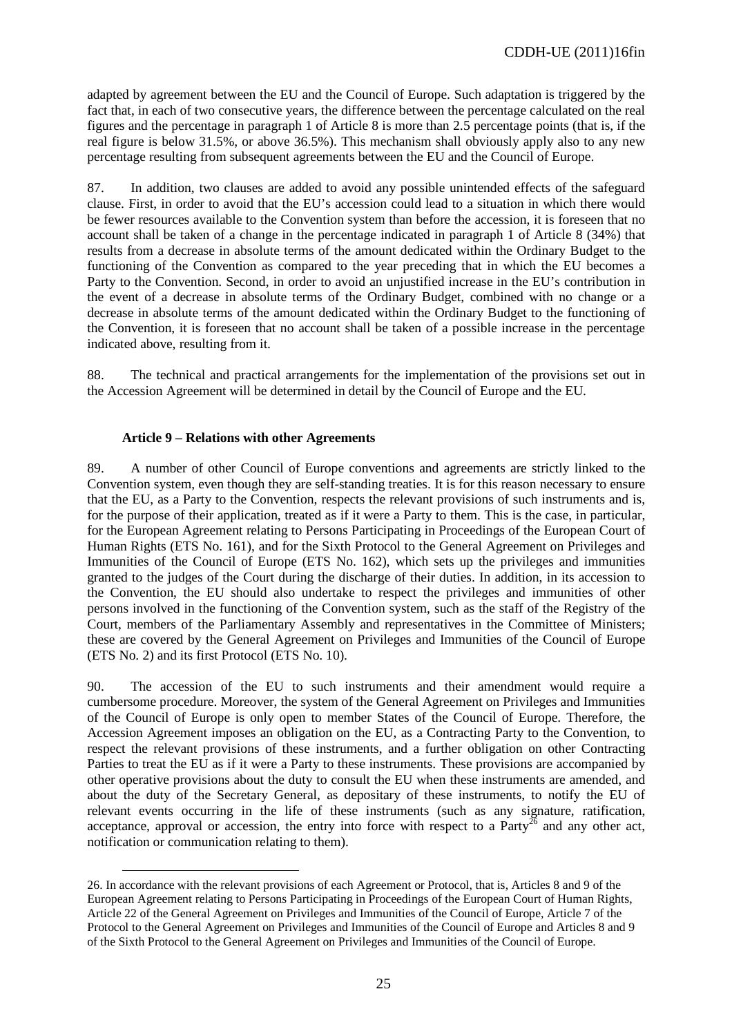adapted by agreement between the EU and the Council of Europe. Such adaptation is triggered by the fact that, in each of two consecutive years, the difference between the percentage calculated on the real figures and the percentage in paragraph 1 of Article 8 is more than 2.5 percentage points (that is, if the real figure is below 31.5%, or above 36.5%). This mechanism shall obviously apply also to any new percentage resulting from subsequent agreements between the EU and the Council of Europe.

87. In addition, two clauses are added to avoid any possible unintended effects of the safeguard clause. First, in order to avoid that the EU's accession could lead to a situation in which there would be fewer resources available to the Convention system than before the accession, it is foreseen that no account shall be taken of a change in the percentage indicated in paragraph 1 of Article 8 (34%) that results from a decrease in absolute terms of the amount dedicated within the Ordinary Budget to the functioning of the Convention as compared to the year preceding that in which the EU becomes a Party to the Convention. Second, in order to avoid an unjustified increase in the EU's contribution in the event of a decrease in absolute terms of the Ordinary Budget, combined with no change or a decrease in absolute terms of the amount dedicated within the Ordinary Budget to the functioning of the Convention, it is foreseen that no account shall be taken of a possible increase in the percentage indicated above, resulting from it.

88. The technical and practical arrangements for the implementation of the provisions set out in the Accession Agreement will be determined in detail by the Council of Europe and the EU.

### Article 9 – Relations with other Agreements

89. A number of other Council of Europe conventions and agreements are strictly linked to the Convention system, even though they are self-standing treaties. It is for this reason necessary to ensure that the EU, as a Party to the Convention, respects the relevant provisions of such instruments and is, for the purpose of their application, treated as if it were a Party to them. This is the case, in particular, for the European Agreement relating to Persons Participating in Proceedings of the European Court of Human Rights (ETS No. 161), and for the Sixth Protocol to the General Agreement on Privileges and Immunities of the Council of Europe (ETS No. 162), which sets up the privileges and immunities granted to the judges of the Court during the discharge of their duties. In addition, in its accession to the Convention, the EU should also undertake to respect the privileges and immunities of other persons involved in the functioning of the Convention system, such as the staff of the Registry of the Court, members of the Parliamentary Assembly and representatives in the Committee of Ministers; these are covered by the General Agreement on Privileges and Immunities of the Council of Europe (ETS No. 2) and its first Protocol (ETS No. 10).

90. The accession of the EU to such instruments and their amendment would require a cumbersome procedure. Moreover, the system of the General Agreement on Privileges and Immunities of the Council of Europe is only open to member States of the Council of Europe. Therefore, the Accession Agreement imposes an obligation on the EU, as a Contracting Party to the Convention, to respect the relevant provisions of these instruments, and a further obligation on other Contracting Parties to treat the EU as if it were a Party to these instruments. These provisions are accompanied by other operative provisions about the duty to consult the EU when these instruments are amended, and about the duty of the Secretary General, as depositary of these instruments, to notify the EU of relevant events occurring in the life of these instruments (such as any signature, ratification, acceptance, approval or accession, the entry into force with respect to a Party[26] and any other act, notification or communication relating to them).

---

26. In accordance with the relevant provisions of each Agreement or Protocol, that is, Articles 8 and 9 of the European Agreement relating to Persons Participating in Proceedings of the European Court of Human Rights, Article 22 of the General Agreement on Privileges and Immunities of the Council of Europe, Article 7 of the Protocol to the General Agreement on Privileges and Immunities of the Council of Europe and Articles 8 and 9 of the Sixth Protocol to the General Agreement on Privileges and Immunities of the Council of Europe.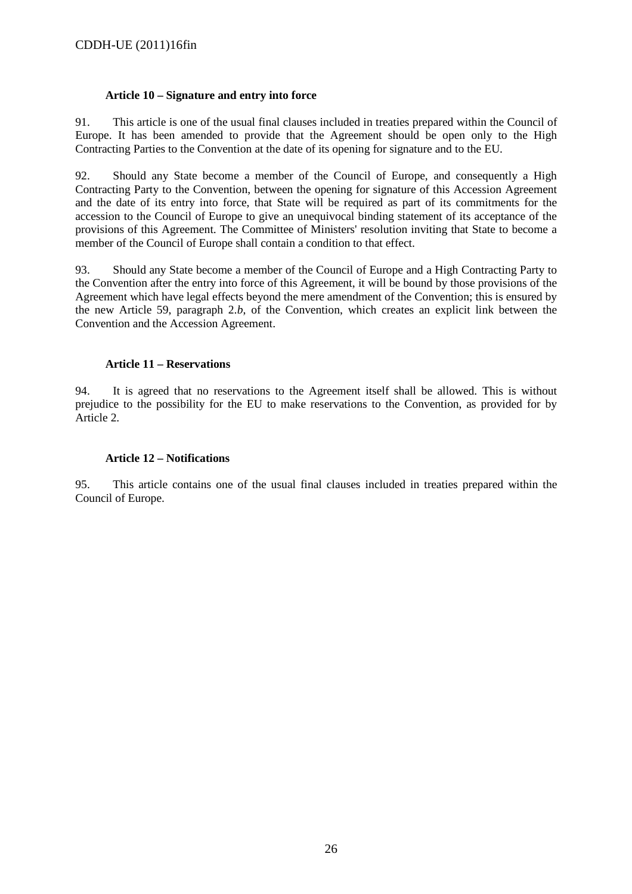**Article 10 – Signature and entry into force**

91. This article is one of the usual final clauses included in treaties prepared within the Council of Europe. It has been amended to provide that the Agreement should be open only to the High Contracting Parties to the Convention at the date of its opening for signature and to the EU.

92. Should any State become a member of the Council of Europe, and consequently a High Contracting Party to the Convention, between the opening for signature of this Accession Agreement and the date of its entry into force, that State will be required as part of its commitments for the accession to the Council of Europe to give an unequivocal binding statement of its acceptance of the provisions of this Agreement. The Committee of Ministers' resolution inviting that State to become a member of the Council of Europe shall contain a condition to that effect.

93. Should any State become a member of the Council of Europe and a High Contracting Party to the Convention after the entry into force of this Agreement, it will be bound by those provisions of the Agreement which have legal effects beyond the mere amendment of the Convention; this is ensured by the new Article 59, paragraph 2.*b*, of the Convention, which creates an explicit link between the Convention and the Accession Agreement.

**Article 11 – Reservations**

94. It is agreed that no reservations to the Agreement itself shall be allowed. This is without prejudice to the possibility for the EU to make reservations to the Convention, as provided for by Article 2.

**Article 12 – Notifications**

95. This article contains one of the usual final clauses included in treaties prepared within the Council of Europe.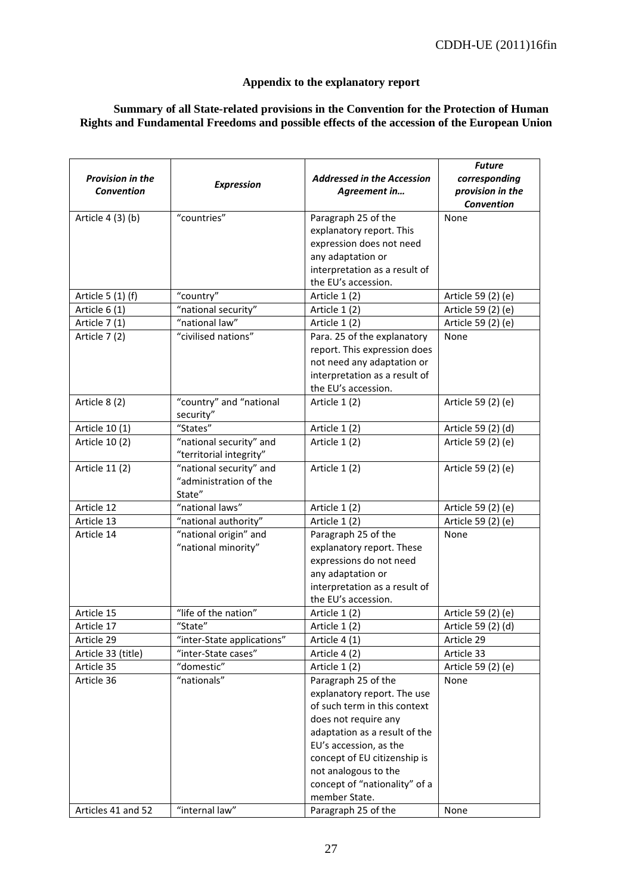## Appendix to the explanatory report

### Summary of all State-related provisions in the Convention for the Protection of Human Rights and Fundamental Freedoms and possible effects of the accession of the European Union

| *Provision in the Convention* | *Expression* | *Addressed in the Accession Agreement in…* | *Future corresponding provision in the Convention* |
|---|---|---|---|
| Article 4 (3) (b) | "countries" | Paragraph 25 of the explanatory report. This expression does not need any adaptation or interpretation as a result of the EU's accession. | None |
| Article 5 (1) (f) | "country" | Article 1 (2) | Article 59 (2) (e) |
| Article 6 (1) | "national security" | Article 1 (2) | Article 59 (2) (e) |
| Article 7 (1) | "national law" | Article 1 (2) | Article 59 (2) (e) |
| Article 7 (2) | "civilised nations" | Para. 25 of the explanatory report. This expression does not need any adaptation or interpretation as a result of the EU's accession. | None |
| Article 8 (2) | "country" and "national security" | Article 1 (2) | Article 59 (2) (e) |
| Article 10 (1) | "States" | Article 1 (2) | Article 59 (2) (d) |
| Article 10 (2) | "national security" and "territorial integrity" | Article 1 (2) | Article 59 (2) (e) |
| Article 11 (2) | "national security" and "administration of the State" | Article 1 (2) | Article 59 (2) (e) |
| Article 12 | "national laws" | Article 1 (2) | Article 59 (2) (e) |
| Article 13 | "national authority" | Article 1 (2) | Article 59 (2) (e) |
| Article 14 | "national origin" and "national minority" | Paragraph 25 of the explanatory report. These expressions do not need any adaptation or interpretation as a result of the EU's accession. | None |
| Article 15 | "life of the nation" | Article 1 (2) | Article 59 (2) (e) |
| Article 17 | "State" | Article 1 (2) | Article 59 (2) (d) |
| Article 29 | "inter-State applications" | Article 4 (1) | Article 29 |
| Article 33 (title) | "inter-State cases" | Article 4 (2) | Article 33 |
| Article 35 | "domestic" | Article 1 (2) | Article 59 (2) (e) |
| Article 36 | "nationals" | Paragraph 25 of the explanatory report. The use of such term in this context does not require any adaptation as a result of the EU's accession, as the concept of EU citizenship is not analogous to the concept of "nationality" of a member State. | None |
| Articles 41 and 52 | "internal law" | Paragraph 25 of the | None |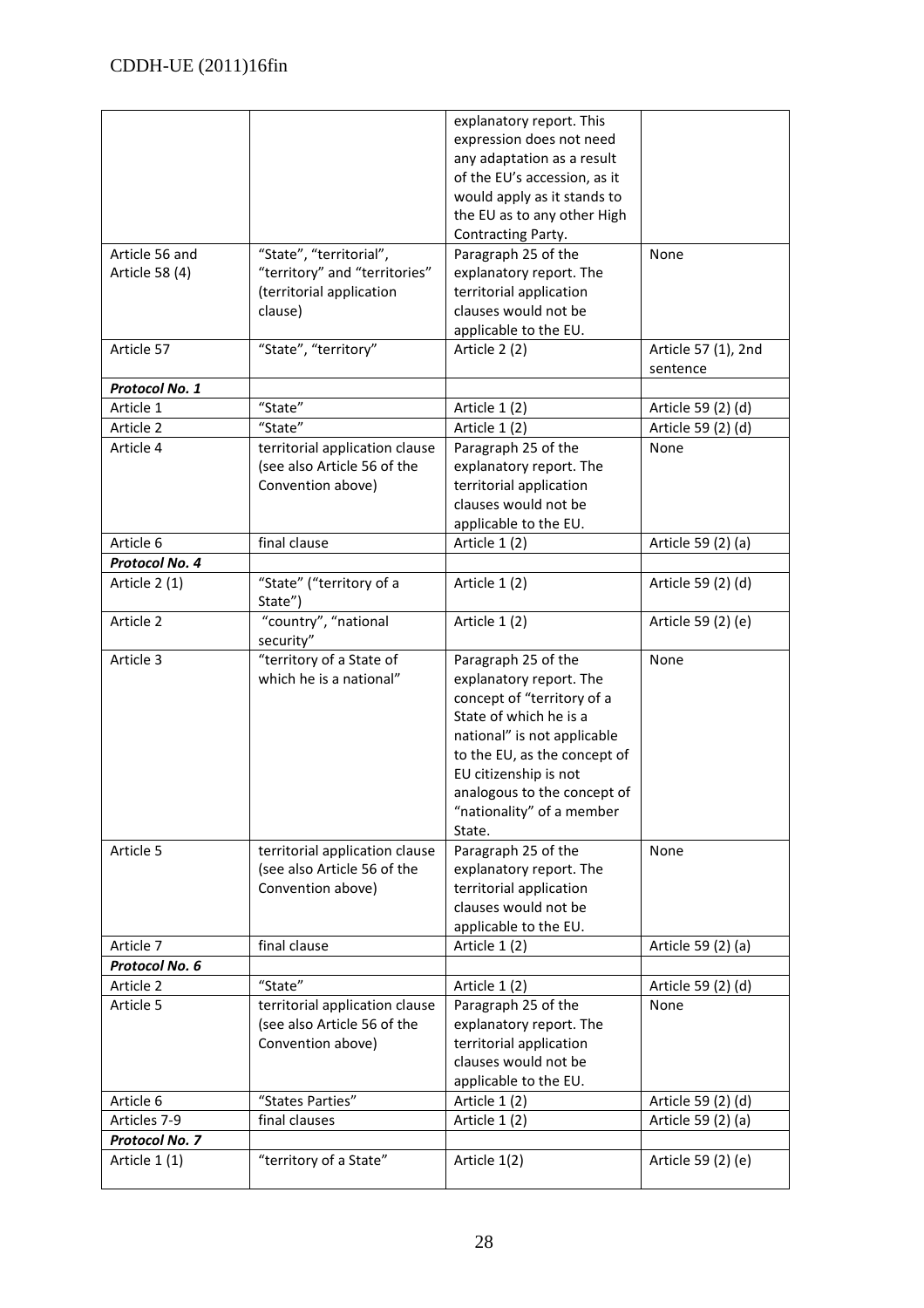| | | explanatory report. This expression does not need any adaptation as a result of the EU's accession, as it would apply as it stands to the EU as to any other High Contracting Party. | |
|---|---|---|---|
| Article 56 and Article 58 (4) | "State", "territorial", "territory" and "territories" (territorial application clause) | Paragraph 25 of the explanatory report. The territorial application clauses would not be applicable to the EU. | None |
| Article 57 | "State", "territory" | Article 2 (2) | Article 57 (1), 2nd sentence |
| ***Protocol No. 1*** | | | |
| Article 1 | "State" | Article 1 (2) | Article 59 (2) (d) |
| Article 2 | "State" | Article 1 (2) | Article 59 (2) (d) |
| Article 4 | territorial application clause (see also Article 56 of the Convention above) | Paragraph 25 of the explanatory report. The territorial application clauses would not be applicable to the EU. | None |
| Article 6 | final clause | Article 1 (2) | Article 59 (2) (a) |
| ***Protocol No. 4*** | | | |
| Article 2 (1) | "State" ("territory of a State") | Article 1 (2) | Article 59 (2) (d) |
| Article 2 | "country", "national security" | Article 1 (2) | Article 59 (2) (e) |
| Article 3 | "territory of a State of which he is a national" | Paragraph 25 of the explanatory report. The concept of "territory of a State of which he is a national" is not applicable to the EU, as the concept of EU citizenship is not analogous to the concept of "nationality" of a member State. | None |
| Article 5 | territorial application clause (see also Article 56 of the Convention above) | Paragraph 25 of the explanatory report. The territorial application clauses would not be applicable to the EU. | None |
| Article 7 | final clause | Article 1 (2) | Article 59 (2) (a) |
| ***Protocol No. 6*** | | | |
| Article 2 | "State" | Article 1 (2) | Article 59 (2) (d) |
| Article 5 | territorial application clause (see also Article 56 of the Convention above) | Paragraph 25 of the explanatory report. The territorial application clauses would not be applicable to the EU. | None |
| Article 6 | "States Parties" | Article 1 (2) | Article 59 (2) (d) |
| Articles 7-9 | final clauses | Article 1 (2) | Article 59 (2) (a) |
| ***Protocol No. 7*** | | | |
| Article 1 (1) | "territory of a State" | Article 1(2) | Article 59 (2) (e) |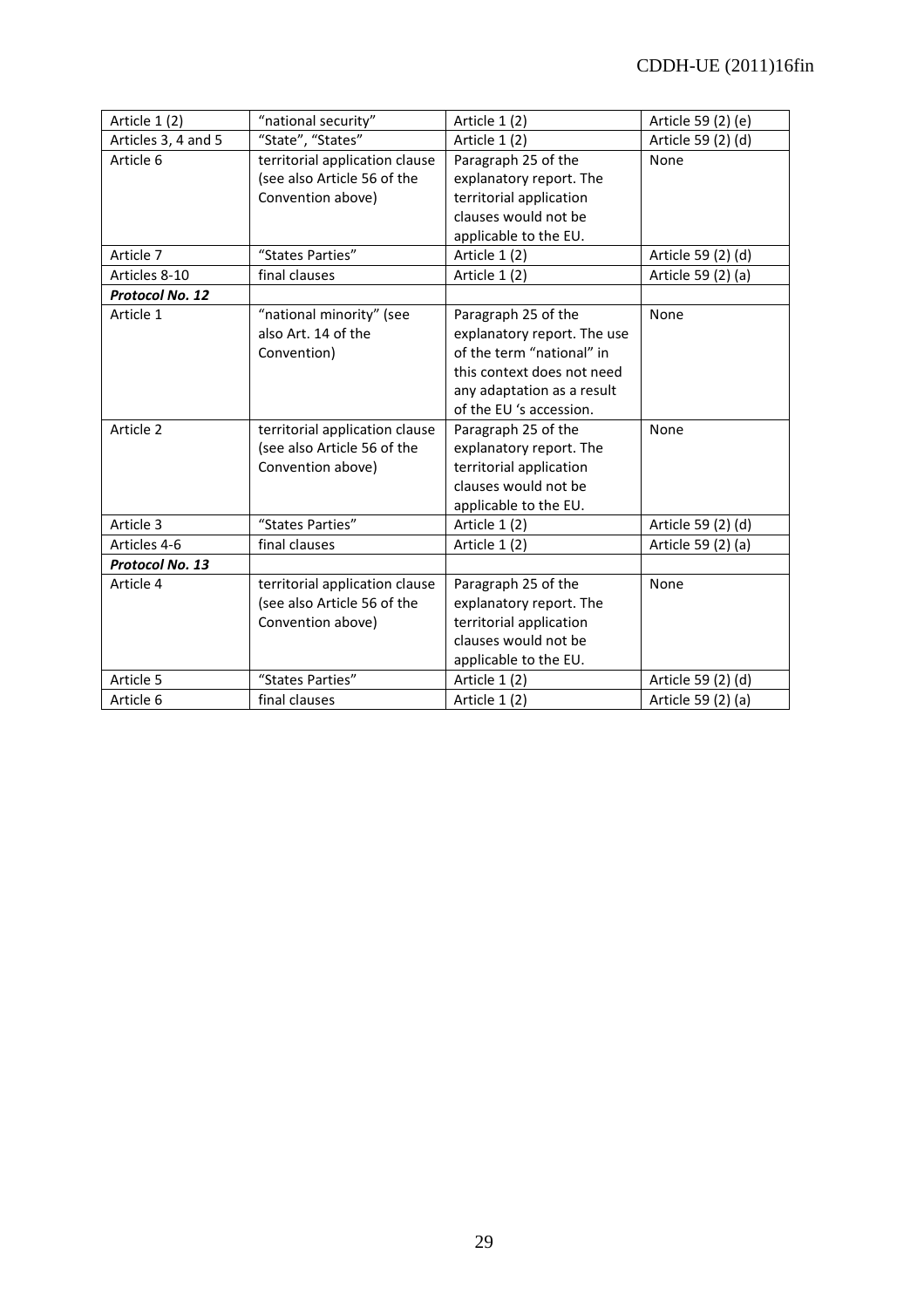| | | | |
|---|---|---|---|
| Article 1 (2) | "national security" | Article 1 (2) | Article 59 (2) (e) |
| Articles 3, 4 and 5 | "State", "States" | Article 1 (2) | Article 59 (2) (d) |
| Article 6 | territorial application clause (see also Article 56 of the Convention above) | Paragraph 25 of the explanatory report. The territorial application clauses would not be applicable to the EU. | None |
| Article 7 | "States Parties" | Article 1 (2) | Article 59 (2) (d) |
| Articles 8-10 | final clauses | Article 1 (2) | Article 59 (2) (a) |
| ***Protocol No. 12*** | | | |
| Article 1 | "national minority" (see also Art. 14 of the Convention) | Paragraph 25 of the explanatory report. The use of the term "national" in this context does not need any adaptation as a result of the EU 's accession. | None |
| Article 2 | territorial application clause (see also Article 56 of the Convention above) | Paragraph 25 of the explanatory report. The territorial application clauses would not be applicable to the EU. | None |
| Article 3 | "States Parties" | Article 1 (2) | Article 59 (2) (d) |
| Articles 4-6 | final clauses | Article 1 (2) | Article 59 (2) (a) |
| ***Protocol No. 13*** | | | |
| Article 4 | territorial application clause (see also Article 56 of the Convention above) | Paragraph 25 of the explanatory report. The territorial application clauses would not be applicable to the EU. | None |
| Article 5 | "States Parties" | Article 1 (2) | Article 59 (2) (d) |
| Article 6 | final clauses | Article 1 (2) | Article 59 (2) (a) |